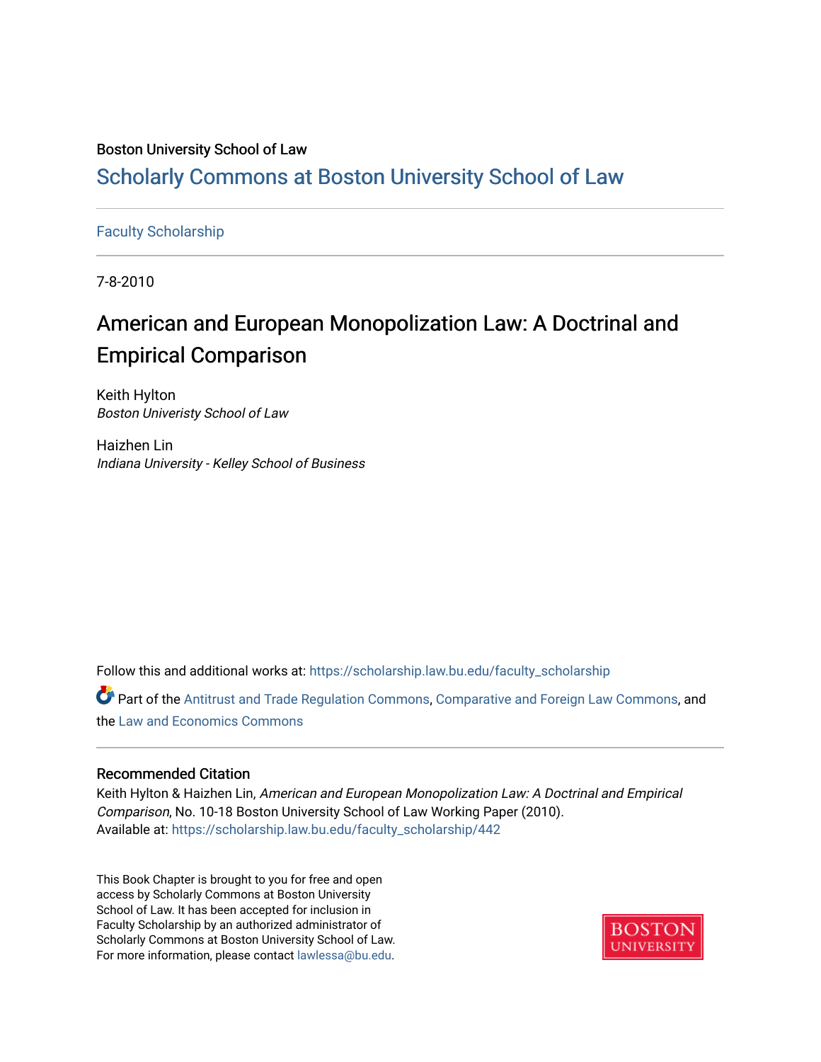Boston University School of Law

# Scholarly Commons at Boston University School of Law

Faculty Scholarship

7-8-2010

## American and European Monopolization Law: A Doctrinal and Empirical Comparison

Keith Hylton
*Boston Univeristy School of Law*

Haizhen Lin
*Indiana University - Kelley School of Business*

Follow this and additional works at: https://scholarship.law.bu.edu/faculty_scholarship

Part of the Antitrust and Trade Regulation Commons, Comparative and Foreign Law Commons, and the Law and Economics Commons

### Recommended Citation

Keith Hylton & Haizhen Lin, *American and European Monopolization Law: A Doctrinal and Empirical Comparison*, No. 10-18 Boston University School of Law Working Paper (2010).
Available at: https://scholarship.law.bu.edu/faculty_scholarship/442

This Book Chapter is brought to you for free and open access by Scholarly Commons at Boston University School of Law. It has been accepted for inclusion in Faculty Scholarship by an authorized administrator of Scholarly Commons at Boston University School of Law. For more information, please contact lawlessa@bu.edu.

BOSTON UNIVERSITY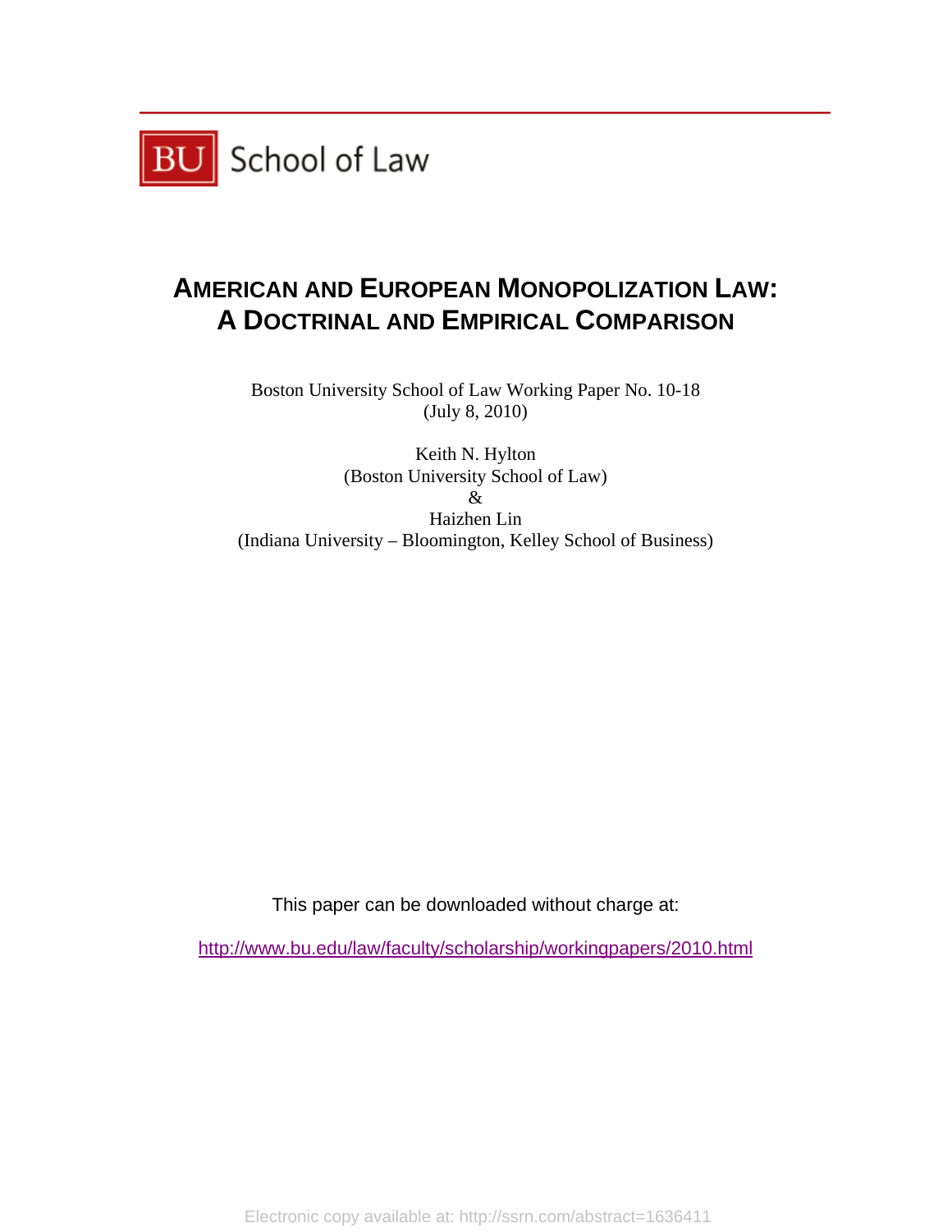BU School of Law

# AMERICAN AND EUROPEAN MONOPOLIZATION LAW: A DOCTRINAL AND EMPIRICAL COMPARISON

Boston University School of Law Working Paper No. 10-18
(July 8, 2010)

Keith N. Hylton
(Boston University School of Law)
&
Haizhen Lin
(Indiana University – Bloomington, Kelley School of Business)

This paper can be downloaded without charge at:

http://www.bu.edu/law/faculty/scholarship/workingpapers/2010.html

Electronic copy available at: http://ssrn.com/abstract=1636411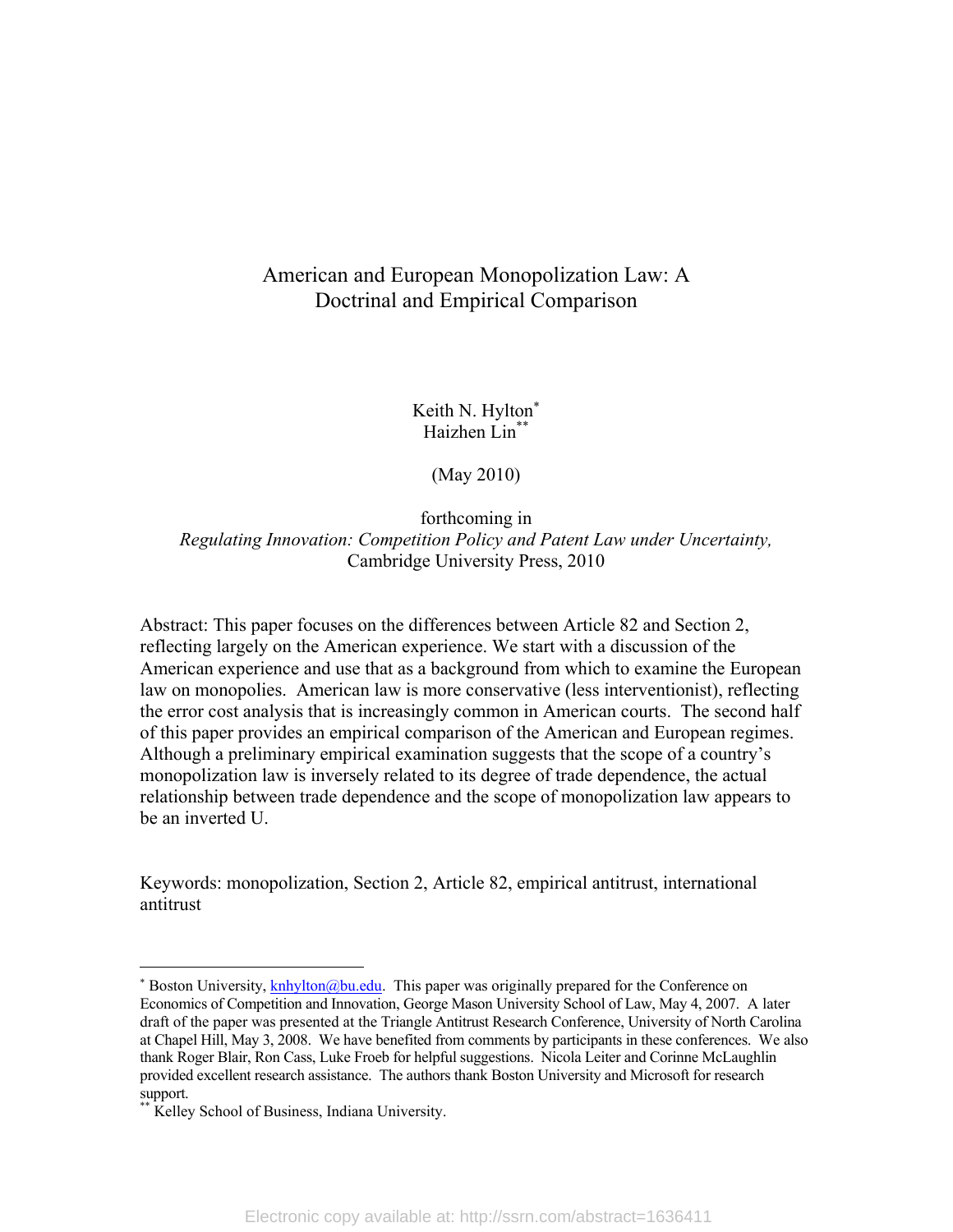# American and European Monopolization Law: A Doctrinal and Empirical Comparison

Keith N. Hylton[*]
Haizhen Lin[**]

(May 2010)

forthcoming in
*Regulating Innovation: Competition Policy and Patent Law under Uncertainty,*
Cambridge University Press, 2010

Abstract: This paper focuses on the differences between Article 82 and Section 2, reflecting largely on the American experience. We start with a discussion of the American experience and use that as a background from which to examine the European law on monopolies. American law is more conservative (less interventionist), reflecting the error cost analysis that is increasingly common in American courts. The second half of this paper provides an empirical comparison of the American and European regimes. Although a preliminary empirical examination suggests that the scope of a country's monopolization law is inversely related to its degree of trade dependence, the actual relationship between trade dependence and the scope of monopolization law appears to be an inverted U.

Keywords: monopolization, Section 2, Article 82, empirical antitrust, international antitrust

---

[*] Boston University, knhylton@bu.edu. This paper was originally prepared for the Conference on Economics of Competition and Innovation, George Mason University School of Law, May 4, 2007. A later draft of the paper was presented at the Triangle Antitrust Research Conference, University of North Carolina at Chapel Hill, May 3, 2008. We have benefited from comments by participants in these conferences. We also thank Roger Blair, Ron Cass, Luke Froeb for helpful suggestions. Nicola Leiter and Corinne McLaughlin provided excellent research assistance. The authors thank Boston University and Microsoft for research support.

[**] Kelley School of Business, Indiana University.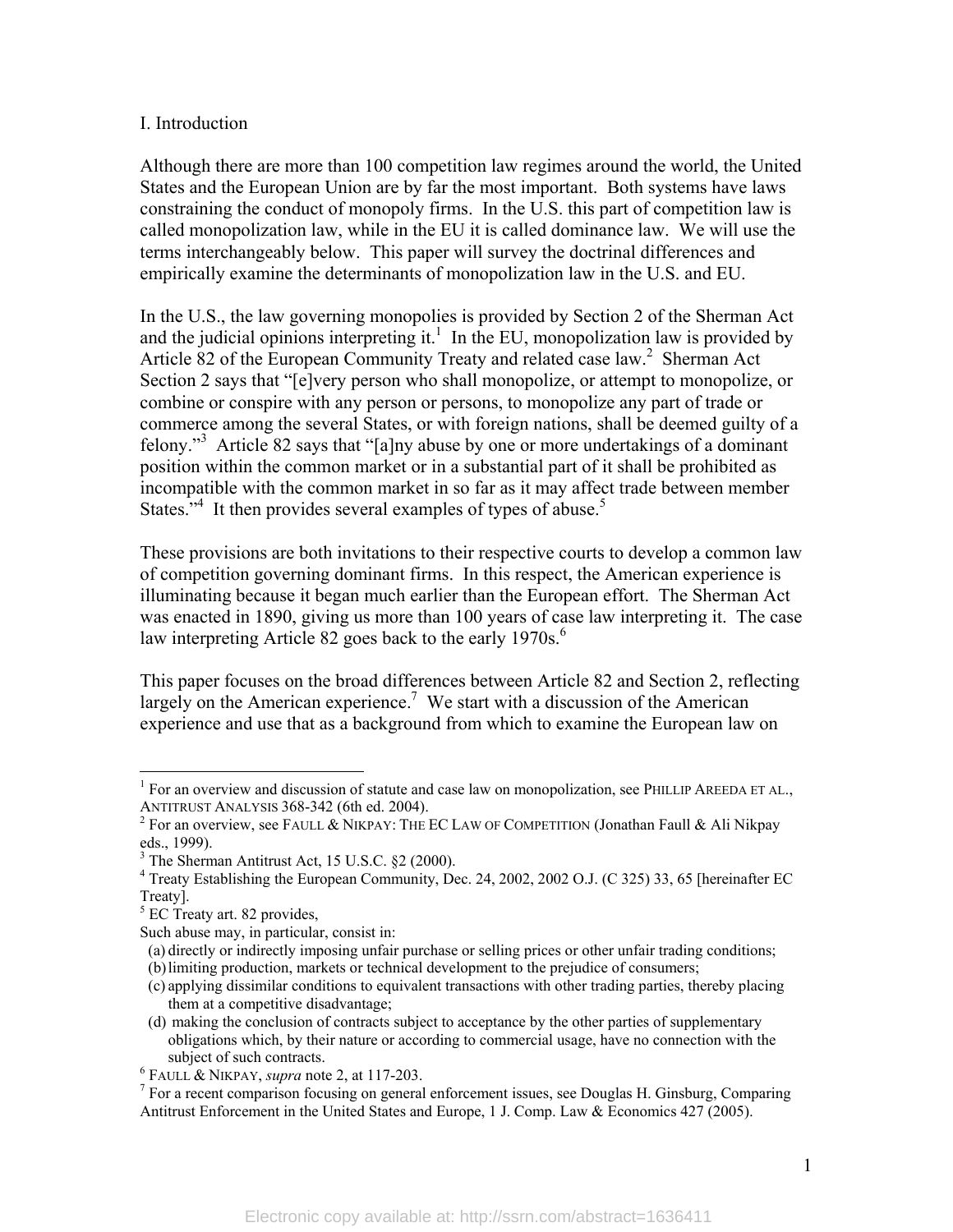I. Introduction

Although there are more than 100 competition law regimes around the world, the United States and the European Union are by far the most important. Both systems have laws constraining the conduct of monopoly firms. In the U.S. this part of competition law is called monopolization law, while in the EU it is called dominance law. We will use the terms interchangeably below. This paper will survey the doctrinal differences and empirically examine the determinants of monopolization law in the U.S. and EU.

In the U.S., the law governing monopolies is provided by Section 2 of the Sherman Act and the judicial opinions interpreting it.[1] In the EU, monopolization law is provided by Article 82 of the European Community Treaty and related case law.[2] Sherman Act Section 2 says that "[e]very person who shall monopolize, or attempt to monopolize, or combine or conspire with any person or persons, to monopolize any part of trade or commerce among the several States, or with foreign nations, shall be deemed guilty of a felony."[3] Article 82 says that "[a]ny abuse by one or more undertakings of a dominant position within the common market or in a substantial part of it shall be prohibited as incompatible with the common market in so far as it may affect trade between member States."[4] It then provides several examples of types of abuse.[5]

These provisions are both invitations to their respective courts to develop a common law of competition governing dominant firms. In this respect, the American experience is illuminating because it began much earlier than the European effort. The Sherman Act was enacted in 1890, giving us more than 100 years of case law interpreting it. The case law interpreting Article 82 goes back to the early 1970s.[6]

This paper focuses on the broad differences between Article 82 and Section 2, reflecting largely on the American experience.[7] We start with a discussion of the American experience and use that as a background from which to examine the European law on

---

[1] For an overview and discussion of statute and case law on monopolization, see PHILLIP AREEDA ET AL., ANTITRUST ANALYSIS 368-342 (6th ed. 2004).

[2] For an overview, see FAULL & NIKPAY: THE EC LAW OF COMPETITION (Jonathan Faull & Ali Nikpay eds., 1999).

[3] The Sherman Antitrust Act, 15 U.S.C. §2 (2000).

[4] Treaty Establishing the European Community, Dec. 24, 2002, 2002 O.J. (C 325) 33, 65 [hereinafter EC Treaty].

[5] EC Treaty art. 82 provides,

Such abuse may, in particular, consist in:

(a) directly or indirectly imposing unfair purchase or selling prices or other unfair trading conditions;
(b) limiting production, markets or technical development to the prejudice of consumers;
(c) applying dissimilar conditions to equivalent transactions with other trading parties, thereby placing them at a competitive disadvantage;
(d) making the conclusion of contracts subject to acceptance by the other parties of supplementary obligations which, by their nature or according to commercial usage, have no connection with the subject of such contracts.

[6] FAULL & NIKPAY, *supra* note 2, at 117-203.

[7] For a recent comparison focusing on general enforcement issues, see Douglas H. Ginsburg, Comparing Antitrust Enforcement in the United States and Europe, 1 J. Comp. Law & Economics 427 (2005).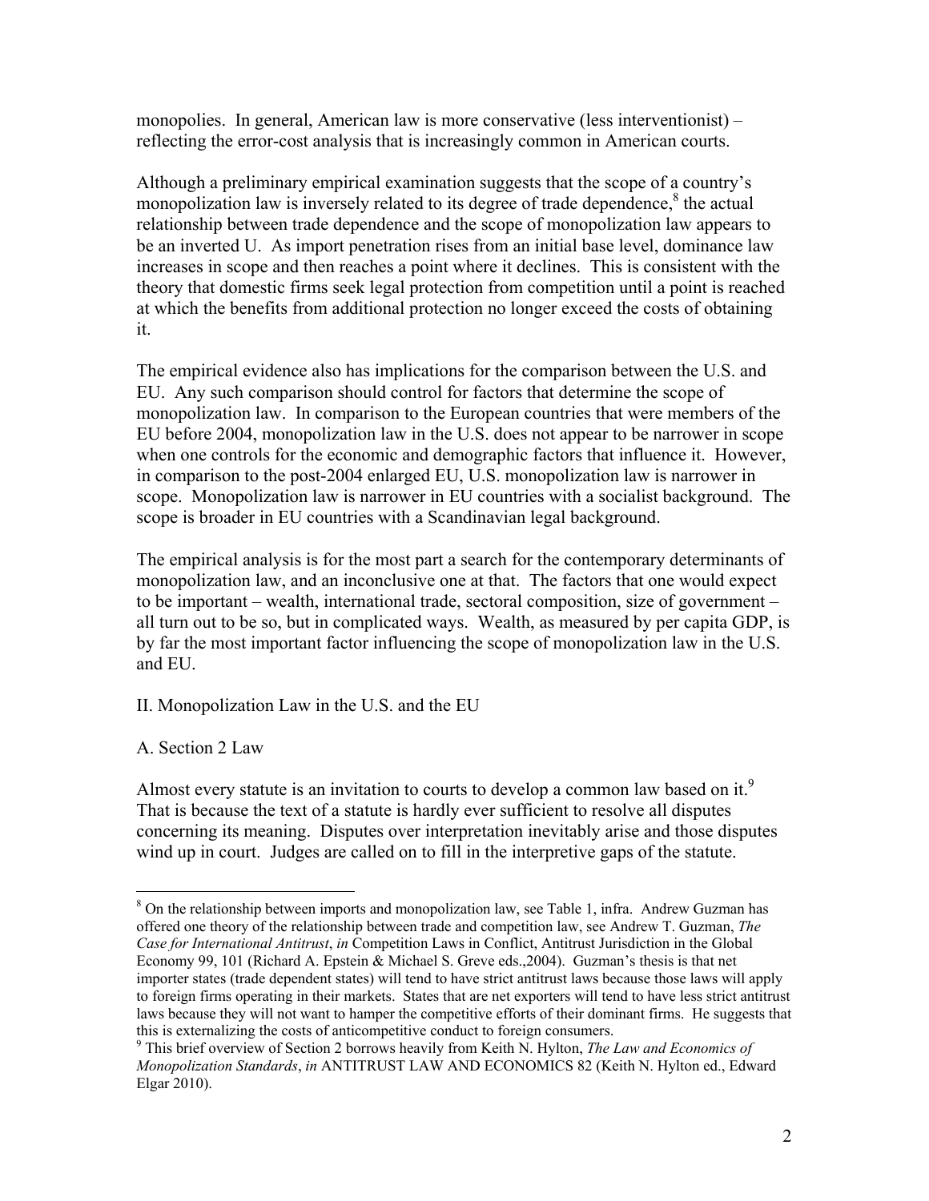monopolies. In general, American law is more conservative (less interventionist) – reflecting the error-cost analysis that is increasingly common in American courts.

Although a preliminary empirical examination suggests that the scope of a country's monopolization law is inversely related to its degree of trade dependence,[8] the actual relationship between trade dependence and the scope of monopolization law appears to be an inverted U. As import penetration rises from an initial base level, dominance law increases in scope and then reaches a point where it declines. This is consistent with the theory that domestic firms seek legal protection from competition until a point is reached at which the benefits from additional protection no longer exceed the costs of obtaining it.

The empirical evidence also has implications for the comparison between the U.S. and EU. Any such comparison should control for factors that determine the scope of monopolization law. In comparison to the European countries that were members of the EU before 2004, monopolization law in the U.S. does not appear to be narrower in scope when one controls for the economic and demographic factors that influence it. However, in comparison to the post-2004 enlarged EU, U.S. monopolization law is narrower in scope. Monopolization law is narrower in EU countries with a socialist background. The scope is broader in EU countries with a Scandinavian legal background.

The empirical analysis is for the most part a search for the contemporary determinants of monopolization law, and an inconclusive one at that. The factors that one would expect to be important – wealth, international trade, sectoral composition, size of government – all turn out to be so, but in complicated ways. Wealth, as measured by per capita GDP, is by far the most important factor influencing the scope of monopolization law in the U.S. and EU.

## II. Monopolization Law in the U.S. and the EU

### A. Section 2 Law

Almost every statute is an invitation to courts to develop a common law based on it.[9] That is because the text of a statute is hardly ever sufficient to resolve all disputes concerning its meaning. Disputes over interpretation inevitably arise and those disputes wind up in court. Judges are called on to fill in the interpretive gaps of the statute.

---

[8] On the relationship between imports and monopolization law, see Table 1, infra. Andrew Guzman has offered one theory of the relationship between trade and competition law, see Andrew T. Guzman, *The Case for International Antitrust*, *in* Competition Laws in Conflict, Antitrust Jurisdiction in the Global Economy 99, 101 (Richard A. Epstein & Michael S. Greve eds.,2004). Guzman's thesis is that net importer states (trade dependent states) will tend to have strict antitrust laws because those laws will apply to foreign firms operating in their markets. States that are net exporters will tend to have less strict antitrust laws because they will not want to hamper the competitive efforts of their dominant firms. He suggests that this is externalizing the costs of anticompetitive conduct to foreign consumers.

[9] This brief overview of Section 2 borrows heavily from Keith N. Hylton, *The Law and Economics of Monopolization Standards*, *in* ANTITRUST LAW AND ECONOMICS 82 (Keith N. Hylton ed., Edward Elgar 2010).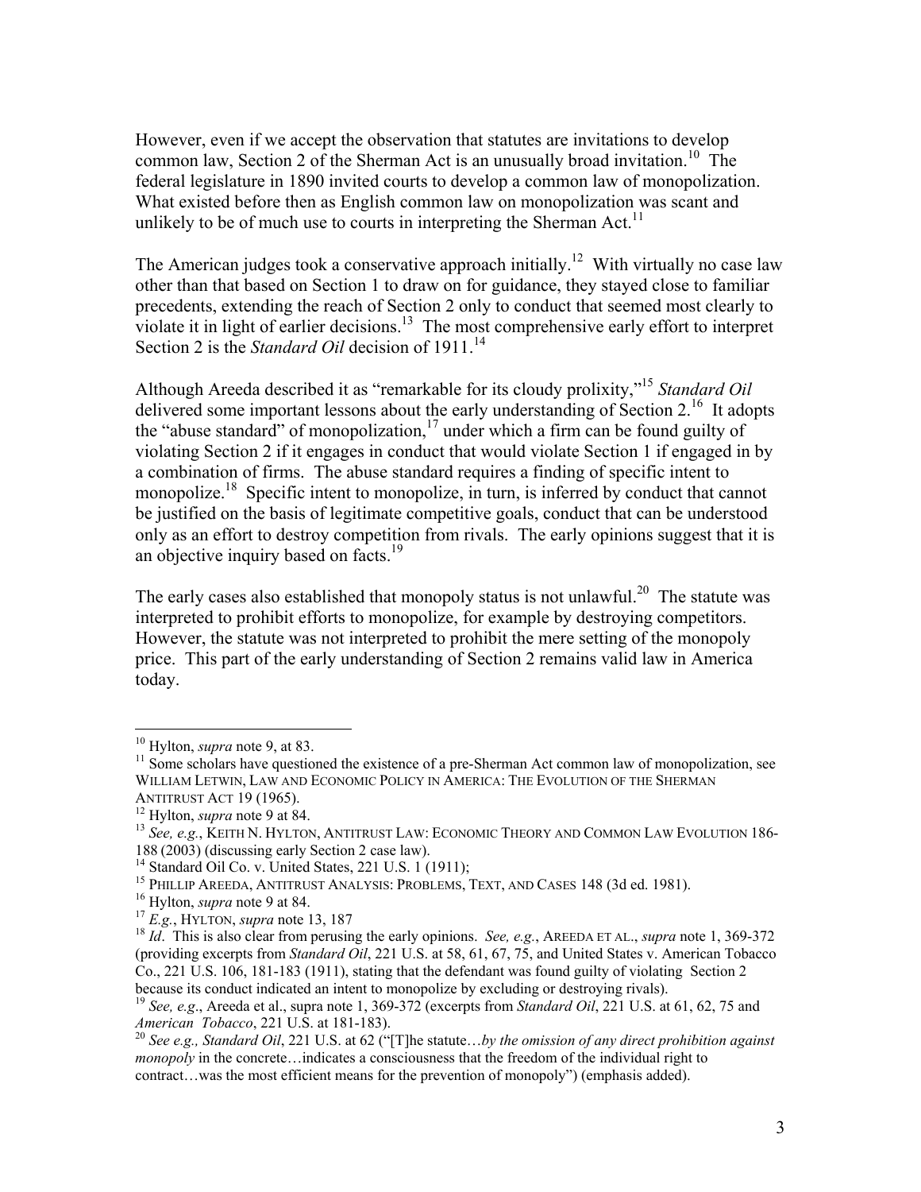However, even if we accept the observation that statutes are invitations to develop common law, Section 2 of the Sherman Act is an unusually broad invitation.[10] The federal legislature in 1890 invited courts to develop a common law of monopolization. What existed before then as English common law on monopolization was scant and unlikely to be of much use to courts in interpreting the Sherman Act.[11]

The American judges took a conservative approach initially.[12] With virtually no case law other than that based on Section 1 to draw on for guidance, they stayed close to familiar precedents, extending the reach of Section 2 only to conduct that seemed most clearly to violate it in light of earlier decisions.[13] The most comprehensive early effort to interpret Section 2 is the *Standard Oil* decision of 1911.[14]

Although Areeda described it as "remarkable for its cloudy prolixity,"[15] *Standard Oil* delivered some important lessons about the early understanding of Section 2.[16] It adopts the "abuse standard" of monopolization,[17] under which a firm can be found guilty of violating Section 2 if it engages in conduct that would violate Section 1 if engaged in by a combination of firms. The abuse standard requires a finding of specific intent to monopolize.[18] Specific intent to monopolize, in turn, is inferred by conduct that cannot be justified on the basis of legitimate competitive goals, conduct that can be understood only as an effort to destroy competition from rivals. The early opinions suggest that it is an objective inquiry based on facts.[19]

The early cases also established that monopoly status is not unlawful.[20] The statute was interpreted to prohibit efforts to monopolize, for example by destroying competitors. However, the statute was not interpreted to prohibit the mere setting of the monopoly price. This part of the early understanding of Section 2 remains valid law in America today.

---

[10] Hylton, *supra* note 9, at 83.

[11] Some scholars have questioned the existence of a pre-Sherman Act common law of monopolization, see WILLIAM LETWIN, LAW AND ECONOMIC POLICY IN AMERICA: THE EVOLUTION OF THE SHERMAN ANTITRUST ACT 19 (1965).

[12] Hylton, *supra* note 9 at 84.

[13] *See, e.g.*, KEITH N. HYLTON, ANTITRUST LAW: ECONOMIC THEORY AND COMMON LAW EVOLUTION 186-188 (2003) (discussing early Section 2 case law).

[14] Standard Oil Co. v. United States, 221 U.S. 1 (1911);

[15] PHILLIP AREEDA, ANTITRUST ANALYSIS: PROBLEMS, TEXT, AND CASES 148 (3d ed. 1981).

[16] Hylton, *supra* note 9 at 84.

[17] *E.g.*, HYLTON, *supra* note 13, 187

[18] *Id*. This is also clear from perusing the early opinions. *See, e.g.*, AREEDA ET AL., *supra* note 1, 369-372 (providing excerpts from *Standard Oil*, 221 U.S. at 58, 61, 67, 75, and United States v. American Tobacco Co., 221 U.S. 106, 181-183 (1911), stating that the defendant was found guilty of violating Section 2 because its conduct indicated an intent to monopolize by excluding or destroying rivals).

[19] *See, e.g*., Areeda et al., supra note 1, 369-372 (excerpts from *Standard Oil*, 221 U.S. at 61, 62, 75 and *American Tobacco*, 221 U.S. at 181-183).

[20] *See e.g., Standard Oil*, 221 U.S. at 62 ("[T]he statute…*by the omission of any direct prohibition against monopoly* in the concrete…indicates a consciousness that the freedom of the individual right to contract…was the most efficient means for the prevention of monopoly") (emphasis added).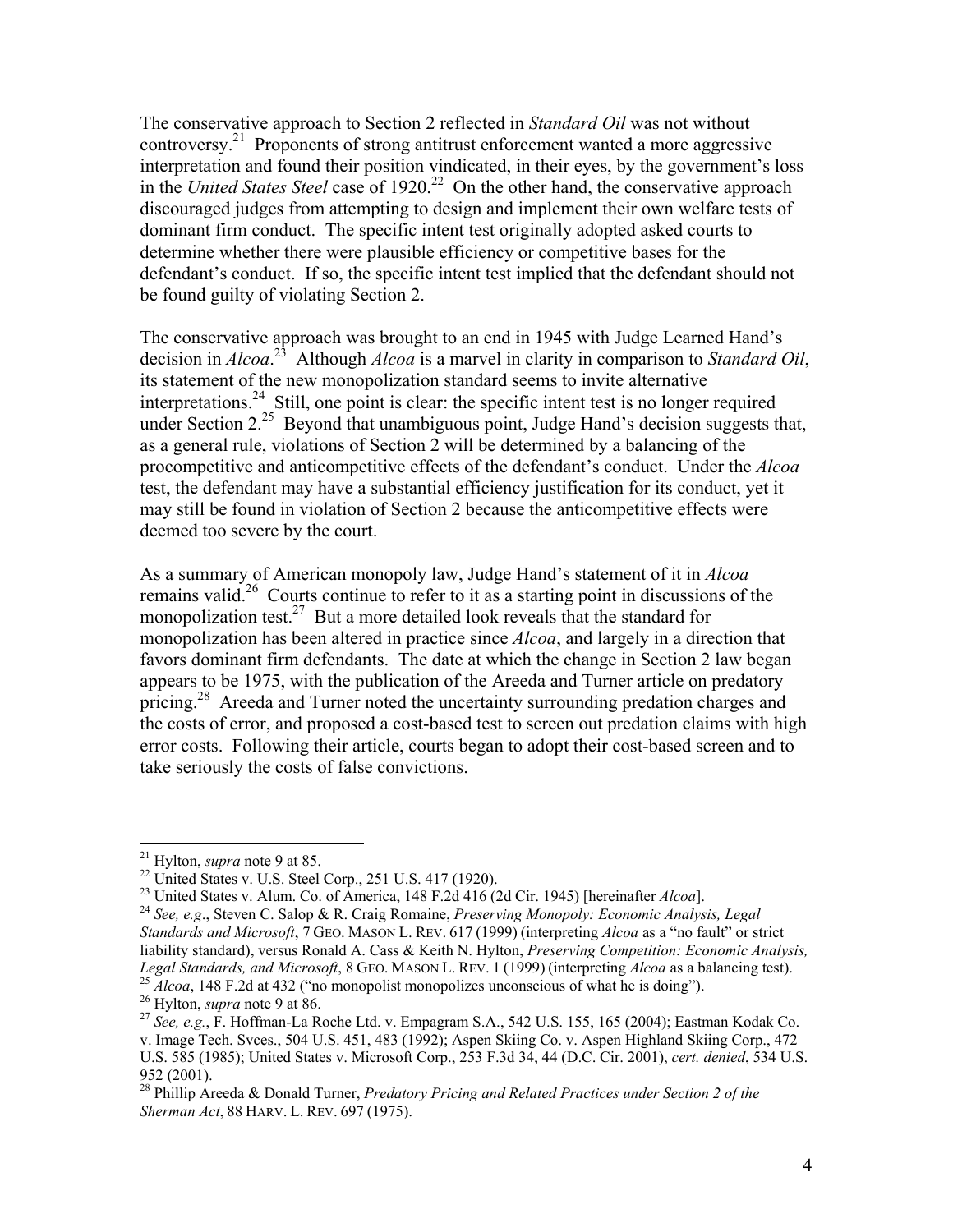The conservative approach to Section 2 reflected in *Standard Oil* was not without controversy.[21] Proponents of strong antitrust enforcement wanted a more aggressive interpretation and found their position vindicated, in their eyes, by the government's loss in the *United States Steel* case of 1920.[22] On the other hand, the conservative approach discouraged judges from attempting to design and implement their own welfare tests of dominant firm conduct. The specific intent test originally adopted asked courts to determine whether there were plausible efficiency or competitive bases for the defendant's conduct. If so, the specific intent test implied that the defendant should not be found guilty of violating Section 2.

The conservative approach was brought to an end in 1945 with Judge Learned Hand's decision in *Alcoa*.[23] Although *Alcoa* is a marvel in clarity in comparison to *Standard Oil*, its statement of the new monopolization standard seems to invite alternative interpretations.[24] Still, one point is clear: the specific intent test is no longer required under Section 2.[25] Beyond that unambiguous point, Judge Hand's decision suggests that, as a general rule, violations of Section 2 will be determined by a balancing of the procompetitive and anticompetitive effects of the defendant's conduct. Under the *Alcoa* test, the defendant may have a substantial efficiency justification for its conduct, yet it may still be found in violation of Section 2 because the anticompetitive effects were deemed too severe by the court.

As a summary of American monopoly law, Judge Hand's statement of it in *Alcoa* remains valid.[26] Courts continue to refer to it as a starting point in discussions of the monopolization test.[27] But a more detailed look reveals that the standard for monopolization has been altered in practice since *Alcoa*, and largely in a direction that favors dominant firm defendants. The date at which the change in Section 2 law began appears to be 1975, with the publication of the Areeda and Turner article on predatory pricing.[28] Areeda and Turner noted the uncertainty surrounding predation charges and the costs of error, and proposed a cost-based test to screen out predation claims with high error costs. Following their article, courts began to adopt their cost-based screen and to take seriously the costs of false convictions.

---

[21] Hylton, *supra* note 9 at 85.

[22] United States v. U.S. Steel Corp., 251 U.S. 417 (1920).

[23] United States v. Alum. Co. of America, 148 F.2d 416 (2d Cir. 1945) [hereinafter *Alcoa*].

[24] *See, e.g*., Steven C. Salop & R. Craig Romaine, *Preserving Monopoly: Economic Analysis, Legal Standards and Microsoft*, 7 GEO. MASON L. REV. 617 (1999) (interpreting *Alcoa* as a "no fault" or strict liability standard), versus Ronald A. Cass & Keith N. Hylton, *Preserving Competition: Economic Analysis, Legal Standards, and Microsoft*, 8 GEO. MASON L. REV. 1 (1999) (interpreting *Alcoa* as a balancing test).

[25] *Alcoa*, 148 F.2d at 432 ("no monopolist monopolizes unconscious of what he is doing").

[26] Hylton, *supra* note 9 at 86.

[27] *See, e.g.*, F. Hoffman-La Roche Ltd. v. Empagram S.A., 542 U.S. 155, 165 (2004); Eastman Kodak Co. v. Image Tech. Svces., 504 U.S. 451, 483 (1992); Aspen Skiing Co. v. Aspen Highland Skiing Corp., 472 U.S. 585 (1985); United States v. Microsoft Corp., 253 F.3d 34, 44 (D.C. Cir. 2001), *cert. denied*, 534 U.S. 952 (2001).

[28] Phillip Areeda & Donald Turner, *Predatory Pricing and Related Practices under Section 2 of the Sherman Act*, 88 HARV. L. REV. 697 (1975).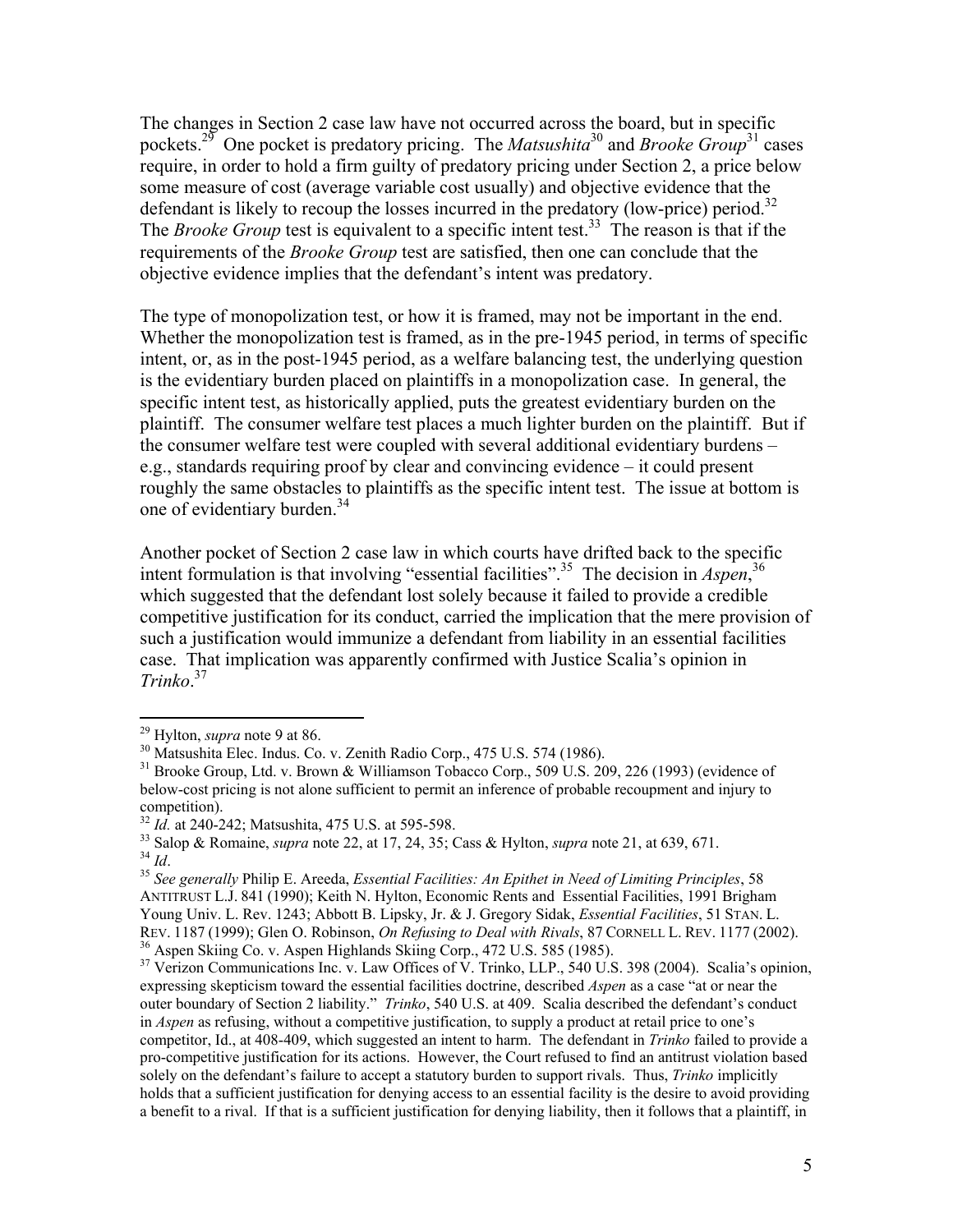The changes in Section 2 case law have not occurred across the board, but in specific pockets.[29] One pocket is predatory pricing. The *Matsushita*[30] and *Brooke Group*[31] cases require, in order to hold a firm guilty of predatory pricing under Section 2, a price below some measure of cost (average variable cost usually) and objective evidence that the defendant is likely to recoup the losses incurred in the predatory (low-price) period.[32] The *Brooke Group* test is equivalent to a specific intent test.[33] The reason is that if the requirements of the *Brooke Group* test are satisfied, then one can conclude that the objective evidence implies that the defendant's intent was predatory.

The type of monopolization test, or how it is framed, may not be important in the end. Whether the monopolization test is framed, as in the pre-1945 period, in terms of specific intent, or, as in the post-1945 period, as a welfare balancing test, the underlying question is the evidentiary burden placed on plaintiffs in a monopolization case. In general, the specific intent test, as historically applied, puts the greatest evidentiary burden on the plaintiff. The consumer welfare test places a much lighter burden on the plaintiff. But if the consumer welfare test were coupled with several additional evidentiary burdens – e.g., standards requiring proof by clear and convincing evidence – it could present roughly the same obstacles to plaintiffs as the specific intent test. The issue at bottom is one of evidentiary burden.[34]

Another pocket of Section 2 case law in which courts have drifted back to the specific intent formulation is that involving "essential facilities".[35] The decision in *Aspen*,[36] which suggested that the defendant lost solely because it failed to provide a credible competitive justification for its conduct, carried the implication that the mere provision of such a justification would immunize a defendant from liability in an essential facilities case. That implication was apparently confirmed with Justice Scalia's opinion in *Trinko*.[37]

---

[29] Hylton, *supra* note 9 at 86.

[30] Matsushita Elec. Indus. Co. v. Zenith Radio Corp., 475 U.S. 574 (1986).

[31] Brooke Group, Ltd. v. Brown & Williamson Tobacco Corp., 509 U.S. 209, 226 (1993) (evidence of below-cost pricing is not alone sufficient to permit an inference of probable recoupment and injury to competition).

[32] *Id.* at 240-242; Matsushita, 475 U.S. at 595-598.

[33] Salop & Romaine, *supra* note 22, at 17, 24, 35; Cass & Hylton, *supra* note 21, at 639, 671.

[34] *Id*.

[35] *See generally* Philip E. Areeda, *Essential Facilities: An Epithet in Need of Limiting Principles*, 58 ANTITRUST L.J. 841 (1990); Keith N. Hylton, Economic Rents and Essential Facilities, 1991 Brigham Young Univ. L. Rev. 1243; Abbott B. Lipsky, Jr. & J. Gregory Sidak, *Essential Facilities*, 51 STAN. L. REV. 1187 (1999); Glen O. Robinson, *On Refusing to Deal with Rivals*, 87 CORNELL L. REV. 1177 (2002).

[36] Aspen Skiing Co. v. Aspen Highlands Skiing Corp., 472 U.S. 585 (1985).

[37] Verizon Communications Inc. v. Law Offices of V. Trinko, LLP., 540 U.S. 398 (2004). Scalia's opinion, expressing skepticism toward the essential facilities doctrine, described *Aspen* as a case "at or near the outer boundary of Section 2 liability." *Trinko*, 540 U.S. at 409. Scalia described the defendant's conduct in *Aspen* as refusing, without a competitive justification, to supply a product at retail price to one's competitor, Id., at 408-409, which suggested an intent to harm. The defendant in *Trinko* failed to provide a pro-competitive justification for its actions. However, the Court refused to find an antitrust violation based solely on the defendant's failure to accept a statutory burden to support rivals. Thus, *Trinko* implicitly holds that a sufficient justification for denying access to an essential facility is the desire to avoid providing a benefit to a rival. If that is a sufficient justification for denying liability, then it follows that a plaintiff, in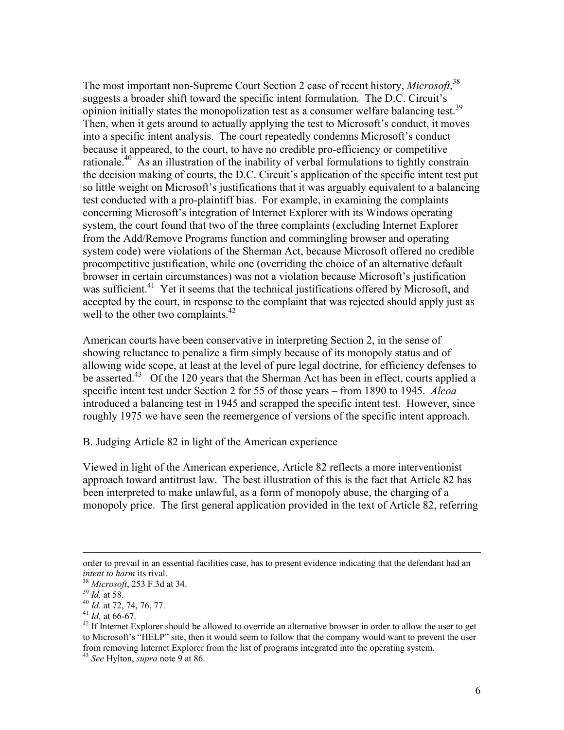The most important non-Supreme Court Section 2 case of recent history, *Microsoft*,[38] suggests a broader shift toward the specific intent formulation. The D.C. Circuit's opinion initially states the monopolization test as a consumer welfare balancing test.[39] Then, when it gets around to actually applying the test to Microsoft's conduct, it moves into a specific intent analysis. The court repeatedly condemns Microsoft's conduct because it appeared, to the court, to have no credible pro-efficiency or competitive rationale.[40] As an illustration of the inability of verbal formulations to tightly constrain the decision making of courts, the D.C. Circuit's application of the specific intent test put so little weight on Microsoft's justifications that it was arguably equivalent to a balancing test conducted with a pro-plaintiff bias. For example, in examining the complaints concerning Microsoft's integration of Internet Explorer with its Windows operating system, the court found that two of the three complaints (excluding Internet Explorer from the Add/Remove Programs function and commingling browser and operating system code) were violations of the Sherman Act, because Microsoft offered no credible procompetitive justification, while one (overriding the choice of an alternative default browser in certain circumstances) was not a violation because Microsoft's justification was sufficient.[41] Yet it seems that the technical justifications offered by Microsoft, and accepted by the court, in response to the complaint that was rejected should apply just as well to the other two complaints.[42]

American courts have been conservative in interpreting Section 2, in the sense of showing reluctance to penalize a firm simply because of its monopoly status and of allowing wide scope, at least at the level of pure legal doctrine, for efficiency defenses to be asserted.[43] Of the 120 years that the Sherman Act has been in effect, courts applied a specific intent test under Section 2 for 55 of those years – from 1890 to 1945. *Alcoa* introduced a balancing test in 1945 and scrapped the specific intent test. However, since roughly 1975 we have seen the reemergence of versions of the specific intent approach.

## B. Judging Article 82 in light of the American experience

Viewed in light of the American experience, Article 82 reflects a more interventionist approach toward antitrust law. The best illustration of this is the fact that Article 82 has been interpreted to make unlawful, as a form of monopoly abuse, the charging of a monopoly price. The first general application provided in the text of Article 82, referring

---

order to prevail in an essential facilities case, has to present evidence indicating that the defendant had an *intent to harm* its rival.

[38] *Microsoft*, 253 F.3d at 34.

[39] *Id.* at 58.

[40] *Id.* at 72, 74, 76, 77.

[41] *Id.* at 66-67.

[42] If Internet Explorer should be allowed to override an alternative browser in order to allow the user to get to Microsoft's "HELP" site, then it would seem to follow that the company would want to prevent the user from removing Internet Explorer from the list of programs integrated into the operating system.

[43] *See* Hylton, *supra* note 9 at 86.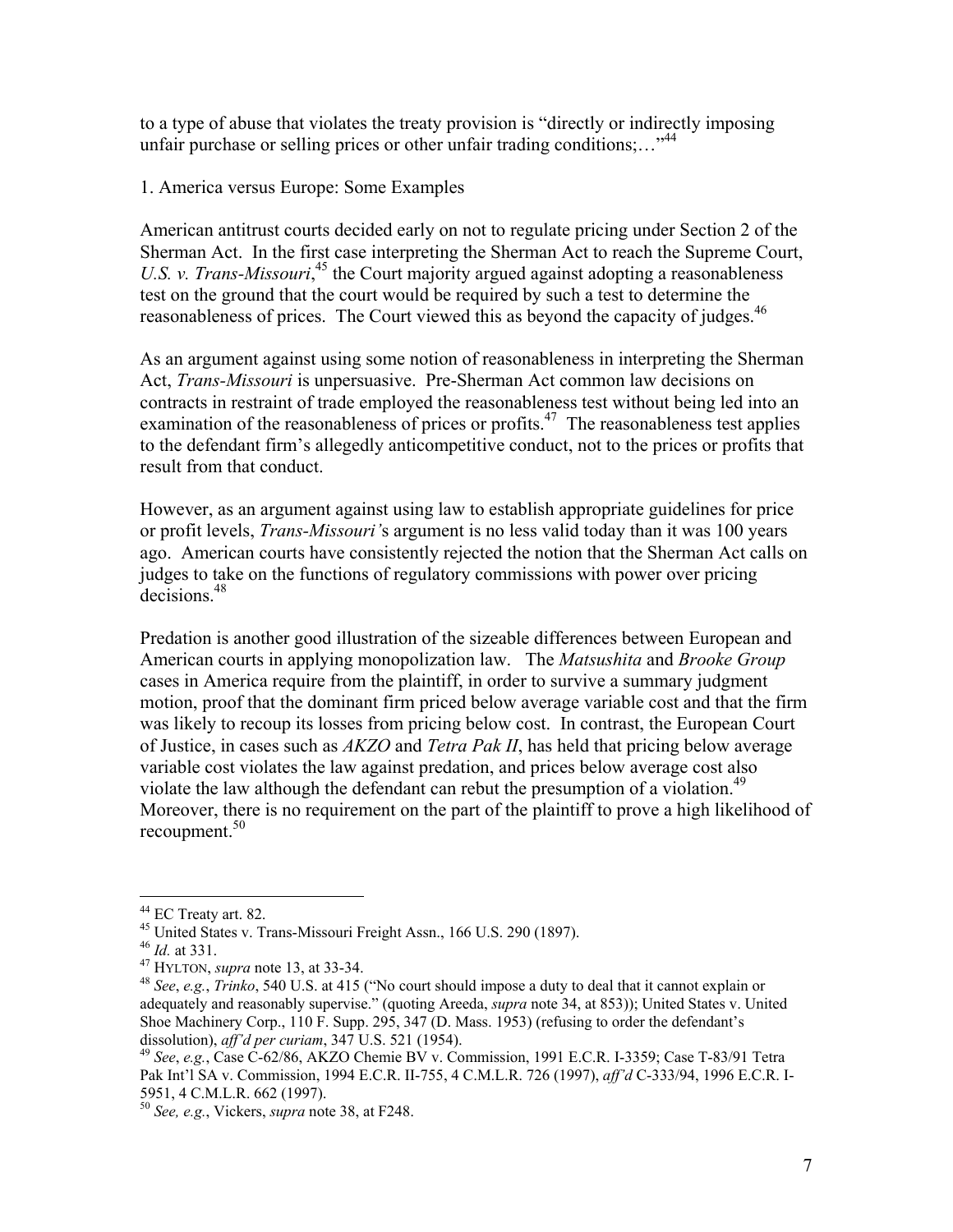to a type of abuse that violates the treaty provision is "directly or indirectly imposing unfair purchase or selling prices or other unfair trading conditions;…"[44]

1. America versus Europe: Some Examples

American antitrust courts decided early on not to regulate pricing under Section 2 of the Sherman Act. In the first case interpreting the Sherman Act to reach the Supreme Court, *U.S. v. Trans-Missouri*,[45] the Court majority argued against adopting a reasonableness test on the ground that the court would be required by such a test to determine the reasonableness of prices. The Court viewed this as beyond the capacity of judges.[46]

As an argument against using some notion of reasonableness in interpreting the Sherman Act, *Trans-Missouri* is unpersuasive. Pre-Sherman Act common law decisions on contracts in restraint of trade employed the reasonableness test without being led into an examination of the reasonableness of prices or profits.[47] The reasonableness test applies to the defendant firm's allegedly anticompetitive conduct, not to the prices or profits that result from that conduct.

However, as an argument against using law to establish appropriate guidelines for price or profit levels, *Trans-Missouri'*s argument is no less valid today than it was 100 years ago. American courts have consistently rejected the notion that the Sherman Act calls on judges to take on the functions of regulatory commissions with power over pricing decisions.[48]

Predation is another good illustration of the sizeable differences between European and American courts in applying monopolization law. The *Matsushita* and *Brooke Group* cases in America require from the plaintiff, in order to survive a summary judgment motion, proof that the dominant firm priced below average variable cost and that the firm was likely to recoup its losses from pricing below cost. In contrast, the European Court of Justice, in cases such as *AKZO* and *Tetra Pak II*, has held that pricing below average variable cost violates the law against predation, and prices below average cost also violate the law although the defendant can rebut the presumption of a violation.[49] Moreover, there is no requirement on the part of the plaintiff to prove a high likelihood of recoupment.[50]

---

[44] EC Treaty art. 82.

[45] United States v. Trans-Missouri Freight Assn., 166 U.S. 290 (1897).

[46] *Id.* at 331.

[47] HYLTON, *supra* note 13, at 33-34.

[48] *See*, *e.g.*, *Trinko*, 540 U.S. at 415 ("No court should impose a duty to deal that it cannot explain or adequately and reasonably supervise." (quoting Areeda, *supra* note 34, at 853)); United States v. United Shoe Machinery Corp., 110 F. Supp. 295, 347 (D. Mass. 1953) (refusing to order the defendant's dissolution), *aff'd per curiam*, 347 U.S. 521 (1954).

[49] *See*, *e.g.*, Case C-62/86, AKZO Chemie BV v. Commission, 1991 E.C.R. I-3359; Case T-83/91 Tetra Pak Int'l SA v. Commission, 1994 E.C.R. II-755, 4 C.M.L.R. 726 (1997), *aff'd* C-333/94, 1996 E.C.R. I-5951, 4 C.M.L.R. 662 (1997).

[50] *See, e.g.*, Vickers, *supra* note 38, at F248.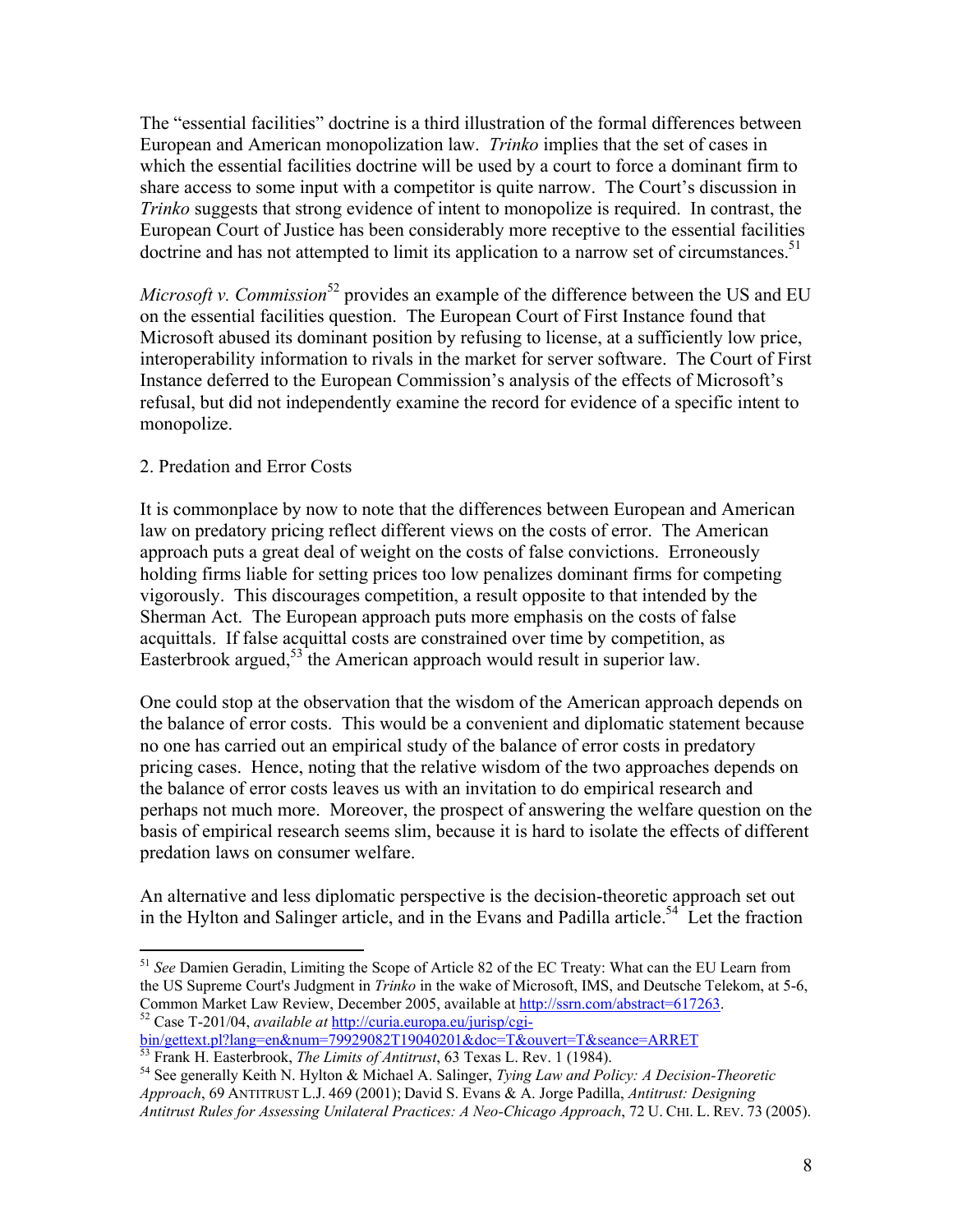The "essential facilities" doctrine is a third illustration of the formal differences between European and American monopolization law. *Trinko* implies that the set of cases in which the essential facilities doctrine will be used by a court to force a dominant firm to share access to some input with a competitor is quite narrow. The Court's discussion in *Trinko* suggests that strong evidence of intent to monopolize is required. In contrast, the European Court of Justice has been considerably more receptive to the essential facilities doctrine and has not attempted to limit its application to a narrow set of circumstances.[51]

*Microsoft v. Commission*[52] provides an example of the difference between the US and EU on the essential facilities question. The European Court of First Instance found that Microsoft abused its dominant position by refusing to license, at a sufficiently low price, interoperability information to rivals in the market for server software. The Court of First Instance deferred to the European Commission's analysis of the effects of Microsoft's refusal, but did not independently examine the record for evidence of a specific intent to monopolize.

2. Predation and Error Costs

It is commonplace by now to note that the differences between European and American law on predatory pricing reflect different views on the costs of error. The American approach puts a great deal of weight on the costs of false convictions. Erroneously holding firms liable for setting prices too low penalizes dominant firms for competing vigorously. This discourages competition, a result opposite to that intended by the Sherman Act. The European approach puts more emphasis on the costs of false acquittals. If false acquittal costs are constrained over time by competition, as Easterbrook argued,[53] the American approach would result in superior law.

One could stop at the observation that the wisdom of the American approach depends on the balance of error costs. This would be a convenient and diplomatic statement because no one has carried out an empirical study of the balance of error costs in predatory pricing cases. Hence, noting that the relative wisdom of the two approaches depends on the balance of error costs leaves us with an invitation to do empirical research and perhaps not much more. Moreover, the prospect of answering the welfare question on the basis of empirical research seems slim, because it is hard to isolate the effects of different predation laws on consumer welfare.

An alternative and less diplomatic perspective is the decision-theoretic approach set out in the Hylton and Salinger article, and in the Evans and Padilla article.[54] Let the fraction

---

[51] *See* Damien Geradin, Limiting the Scope of Article 82 of the EC Treaty: What can the EU Learn from the US Supreme Court's Judgment in *Trinko* in the wake of Microsoft, IMS, and Deutsche Telekom, at 5-6, Common Market Law Review, December 2005, available at http://ssrn.com/abstract=617263.

[52] Case T-201/04, *available at* http://curia.europa.eu/jurisp/cgi-bin/gettext.pl?lang=en&num=79929082T19040201&doc=T&ouvert=T&seance=ARRET

[53] Frank H. Easterbrook, *The Limits of Antitrust*, 63 Texas L. Rev. 1 (1984).

[54] See generally Keith N. Hylton & Michael A. Salinger, *Tying Law and Policy: A Decision-Theoretic Approach*, 69 ANTITRUST L.J. 469 (2001); David S. Evans & A. Jorge Padilla, *Antitrust: Designing Antitrust Rules for Assessing Unilateral Practices: A Neo-Chicago Approach*, 72 U. CHI. L. REV. 73 (2005).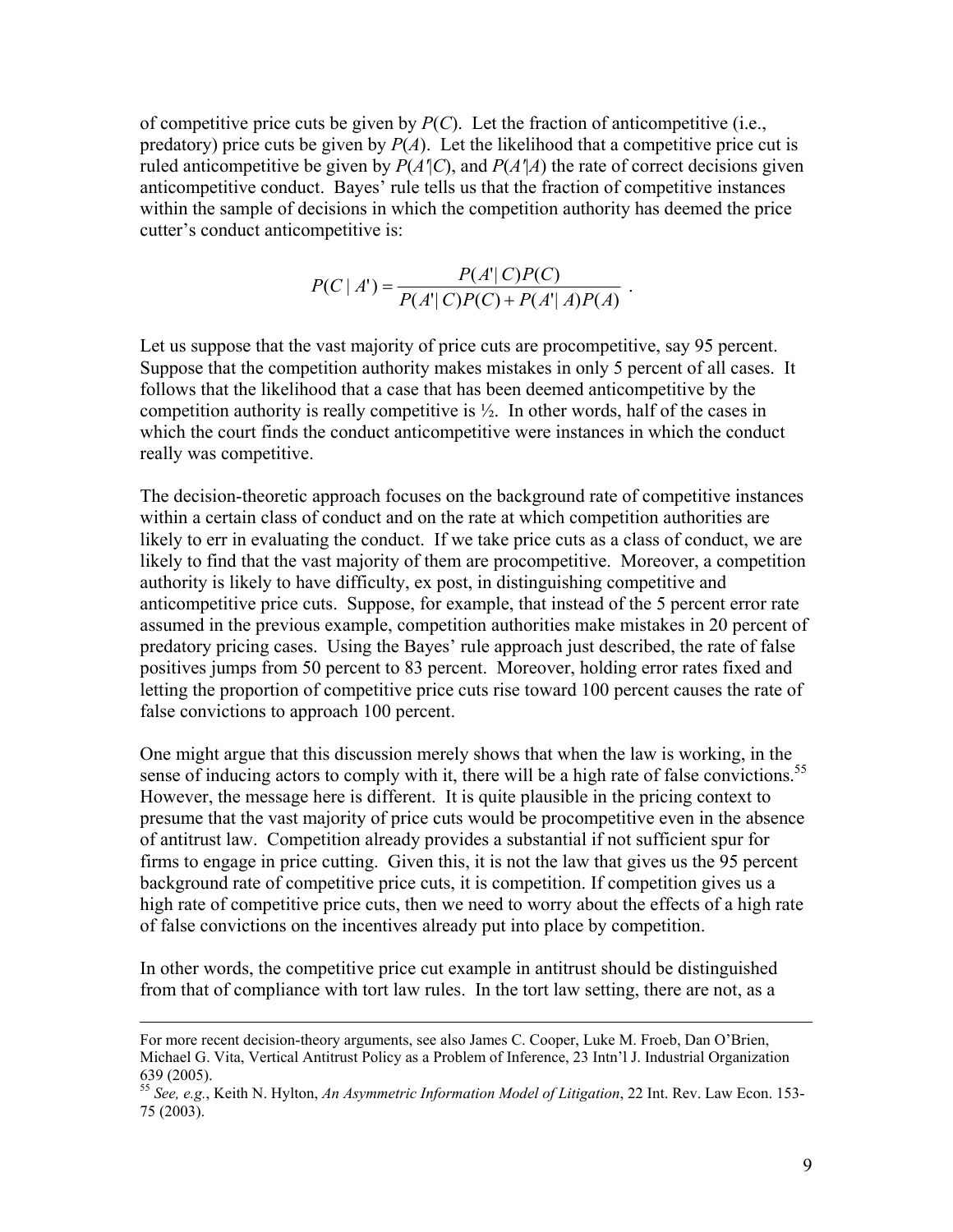of competitive price cuts be given by $P(C)$. Let the fraction of anticompetitive (i.e., predatory) price cuts be given by $P(A)$. Let the likelihood that a competitive price cut is ruled anticompetitive be given by $P(A'|C)$, and $P(A'|A)$ the rate of correct decisions given anticompetitive conduct. Bayes' rule tells us that the fraction of competitive instances within the sample of decisions in which the competition authority has deemed the price cutter's conduct anticompetitive is:

$$P(C \mid A') = \frac{P(A' \mid C)P(C)}{P(A' \mid C)P(C) + P(A' \mid A)P(A)} \ .$$

Let us suppose that the vast majority of price cuts are procompetitive, say 95 percent. Suppose that the competition authority makes mistakes in only 5 percent of all cases. It follows that the likelihood that a case that has been deemed anticompetitive by the competition authority is really competitive is ½. In other words, half of the cases in which the court finds the conduct anticompetitive were instances in which the conduct really was competitive.

The decision-theoretic approach focuses on the background rate of competitive instances within a certain class of conduct and on the rate at which competition authorities are likely to err in evaluating the conduct. If we take price cuts as a class of conduct, we are likely to find that the vast majority of them are procompetitive. Moreover, a competition authority is likely to have difficulty, ex post, in distinguishing competitive and anticompetitive price cuts. Suppose, for example, that instead of the 5 percent error rate assumed in the previous example, competition authorities make mistakes in 20 percent of predatory pricing cases. Using the Bayes' rule approach just described, the rate of false positives jumps from 50 percent to 83 percent. Moreover, holding error rates fixed and letting the proportion of competitive price cuts rise toward 100 percent causes the rate of false convictions to approach 100 percent.

One might argue that this discussion merely shows that when the law is working, in the sense of inducing actors to comply with it, there will be a high rate of false convictions.[55] However, the message here is different. It is quite plausible in the pricing context to presume that the vast majority of price cuts would be procompetitive even in the absence of antitrust law. Competition already provides a substantial if not sufficient spur for firms to engage in price cutting. Given this, it is not the law that gives us the 95 percent background rate of competitive price cuts, it is competition. If competition gives us a high rate of competitive price cuts, then we need to worry about the effects of a high rate of false convictions on the incentives already put into place by competition.

In other words, the competitive price cut example in antitrust should be distinguished from that of compliance with tort law rules. In the tort law setting, there are not, as a

---

For more recent decision-theory arguments, see also James C. Cooper, Luke M. Froeb, Dan O'Brien, Michael G. Vita, Vertical Antitrust Policy as a Problem of Inference, 23 Intn'l J. Industrial Organization 639 (2005).

[55] *See, e.g.*, Keith N. Hylton, *An Asymmetric Information Model of Litigation*, 22 Int. Rev. Law Econ. 153-75 (2003).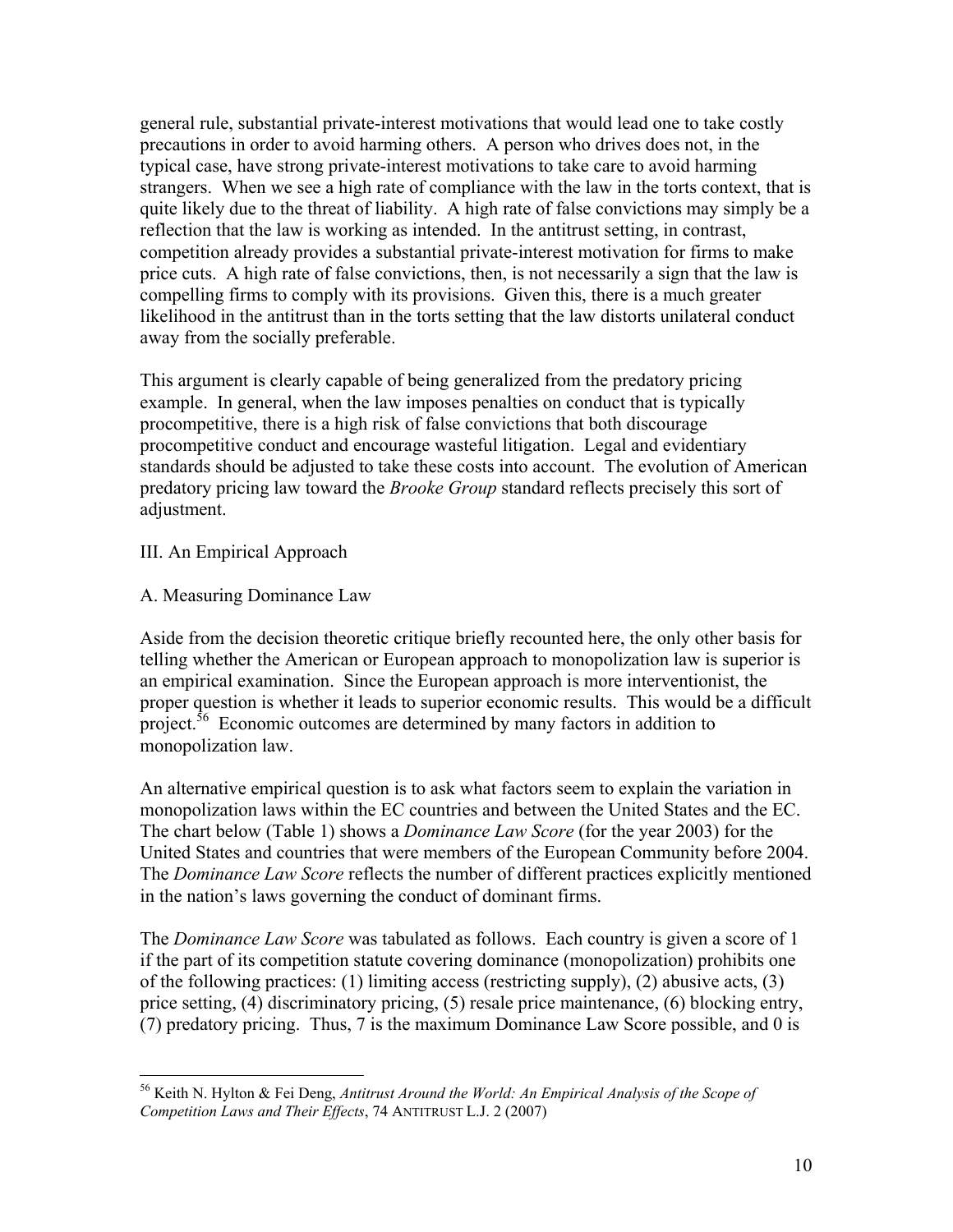general rule, substantial private-interest motivations that would lead one to take costly precautions in order to avoid harming others. A person who drives does not, in the typical case, have strong private-interest motivations to take care to avoid harming strangers. When we see a high rate of compliance with the law in the torts context, that is quite likely due to the threat of liability. A high rate of false convictions may simply be a reflection that the law is working as intended. In the antitrust setting, in contrast, competition already provides a substantial private-interest motivation for firms to make price cuts. A high rate of false convictions, then, is not necessarily a sign that the law is compelling firms to comply with its provisions. Given this, there is a much greater likelihood in the antitrust than in the torts setting that the law distorts unilateral conduct away from the socially preferable.

This argument is clearly capable of being generalized from the predatory pricing example. In general, when the law imposes penalties on conduct that is typically procompetitive, there is a high risk of false convictions that both discourage procompetitive conduct and encourage wasteful litigation. Legal and evidentiary standards should be adjusted to take these costs into account. The evolution of American predatory pricing law toward the *Brooke Group* standard reflects precisely this sort of adjustment.

## III. An Empirical Approach

### A. Measuring Dominance Law

Aside from the decision theoretic critique briefly recounted here, the only other basis for telling whether the American or European approach to monopolization law is superior is an empirical examination. Since the European approach is more interventionist, the proper question is whether it leads to superior economic results. This would be a difficult project.[56] Economic outcomes are determined by many factors in addition to monopolization law.

An alternative empirical question is to ask what factors seem to explain the variation in monopolization laws within the EC countries and between the United States and the EC. The chart below (Table 1) shows a *Dominance Law Score* (for the year 2003) for the United States and countries that were members of the European Community before 2004. The *Dominance Law Score* reflects the number of different practices explicitly mentioned in the nation's laws governing the conduct of dominant firms.

The *Dominance Law Score* was tabulated as follows. Each country is given a score of 1 if the part of its competition statute covering dominance (monopolization) prohibits one of the following practices: (1) limiting access (restricting supply), (2) abusive acts, (3) price setting, (4) discriminatory pricing, (5) resale price maintenance, (6) blocking entry, (7) predatory pricing. Thus, 7 is the maximum Dominance Law Score possible, and 0 is

[56] Keith N. Hylton & Fei Deng, *Antitrust Around the World: An Empirical Analysis of the Scope of Competition Laws and Their Effects*, 74 ANTITRUST L.J. 2 (2007)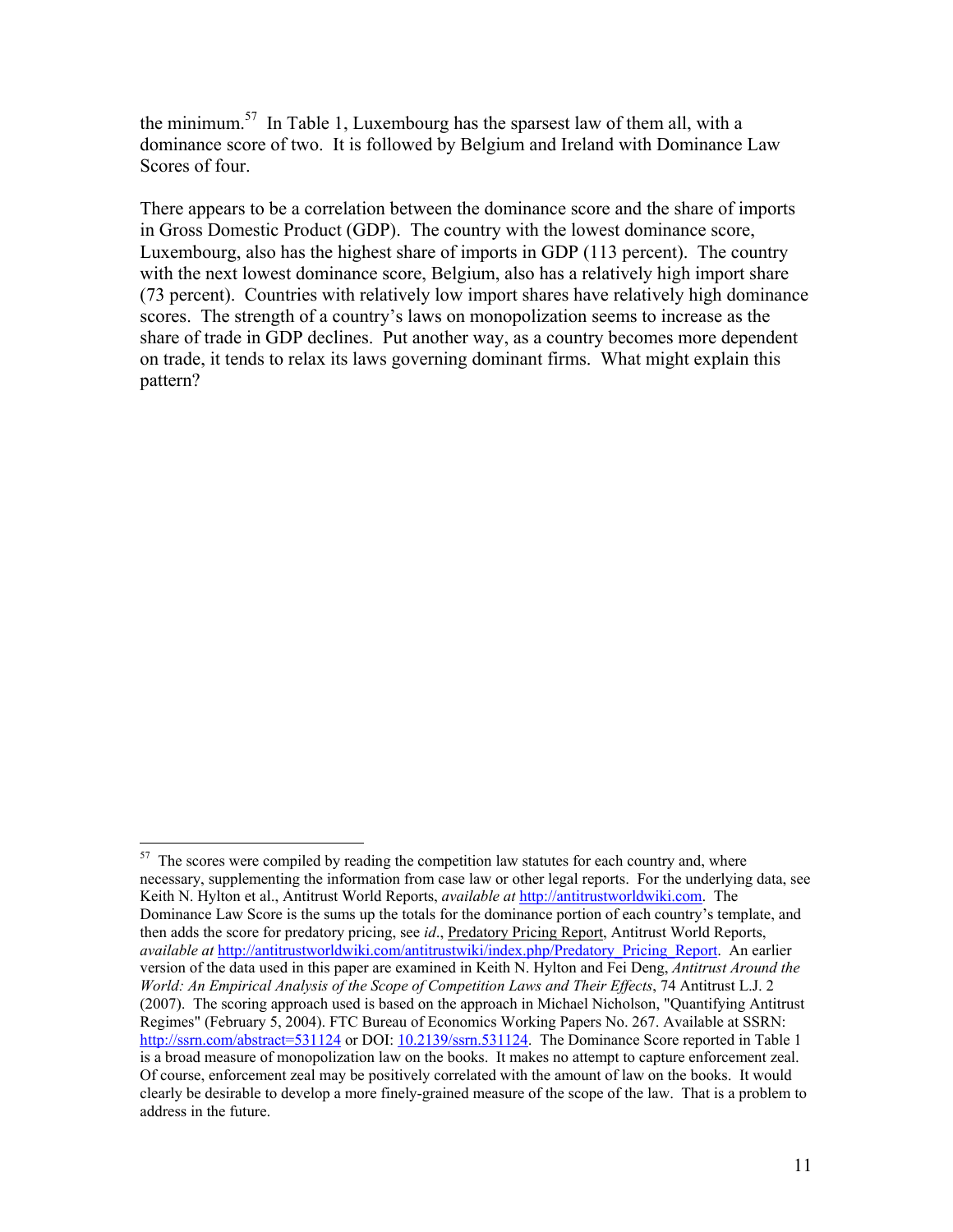the minimum.[57] In Table 1, Luxembourg has the sparsest law of them all, with a dominance score of two. It is followed by Belgium and Ireland with Dominance Law Scores of four.

There appears to be a correlation between the dominance score and the share of imports in Gross Domestic Product (GDP). The country with the lowest dominance score, Luxembourg, also has the highest share of imports in GDP (113 percent). The country with the next lowest dominance score, Belgium, also has a relatively high import share (73 percent). Countries with relatively low import shares have relatively high dominance scores. The strength of a country's laws on monopolization seems to increase as the share of trade in GDP declines. Put another way, as a country becomes more dependent on trade, it tends to relax its laws governing dominant firms. What might explain this pattern?

---

[57] The scores were compiled by reading the competition law statutes for each country and, where necessary, supplementing the information from case law or other legal reports. For the underlying data, see Keith N. Hylton et al., Antitrust World Reports, *available at* http://antitrustworldwiki.com. The Dominance Law Score is the sums up the totals for the dominance portion of each country's template, and then adds the score for predatory pricing, see *id*., Predatory Pricing Report, Antitrust World Reports, *available at* http://antitrustworldwiki.com/antitrustwiki/index.php/Predatory_Pricing_Report. An earlier version of the data used in this paper are examined in Keith N. Hylton and Fei Deng, *Antitrust Around the World: An Empirical Analysis of the Scope of Competition Laws and Their Effects*, 74 Antitrust L.J. 2 (2007). The scoring approach used is based on the approach in Michael Nicholson, "Quantifying Antitrust Regimes" (February 5, 2004). FTC Bureau of Economics Working Papers No. 267. Available at SSRN: http://ssrn.com/abstract=531124 or DOI: 10.2139/ssrn.531124. The Dominance Score reported in Table 1 is a broad measure of monopolization law on the books. It makes no attempt to capture enforcement zeal. Of course, enforcement zeal may be positively correlated with the amount of law on the books. It would clearly be desirable to develop a more finely-grained measure of the scope of the law. That is a problem to address in the future.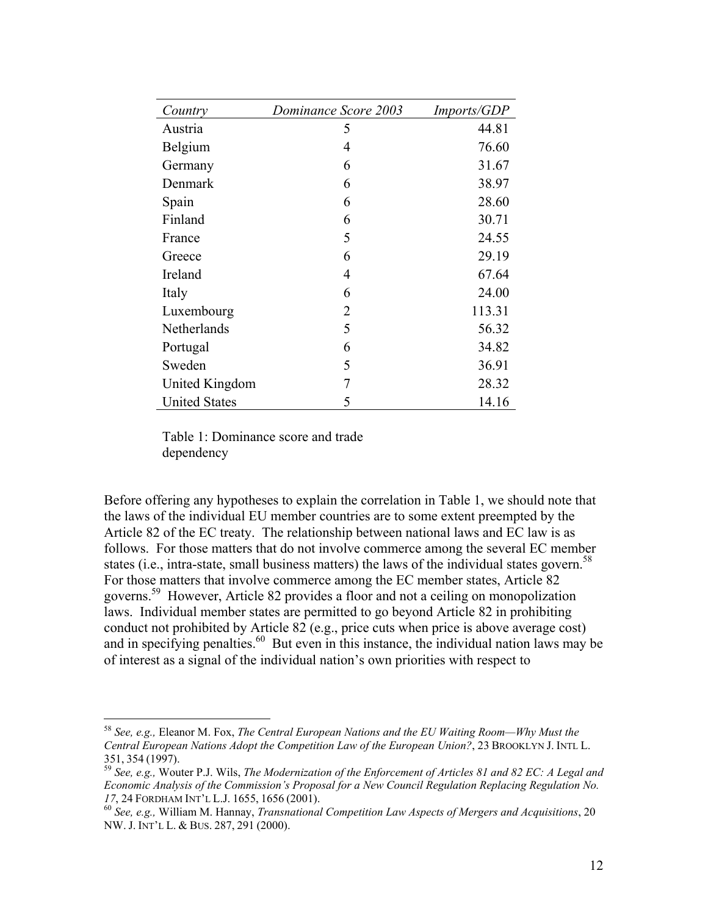| *Country* | *Dominance Score 2003* | *Imports/GDP* |
|---|---|---|
| Austria | 5 | 44.81 |
| Belgium | 4 | 76.60 |
| Germany | 6 | 31.67 |
| Denmark | 6 | 38.97 |
| Spain | 6 | 28.60 |
| Finland | 6 | 30.71 |
| France | 5 | 24.55 |
| Greece | 6 | 29.19 |
| Ireland | 4 | 67.64 |
| Italy | 6 | 24.00 |
| Luxembourg | 2 | 113.31 |
| Netherlands | 5 | 56.32 |
| Portugal | 6 | 34.82 |
| Sweden | 5 | 36.91 |
| United Kingdom | 7 | 28.32 |
| United States | 5 | 14.16 |

Table 1: Dominance score and trade dependency

Before offering any hypotheses to explain the correlation in Table 1, we should note that the laws of the individual EU member countries are to some extent preempted by the Article 82 of the EC treaty. The relationship between national laws and EC law is as follows. For those matters that do not involve commerce among the several EC member states (i.e., intra-state, small business matters) the laws of the individual states govern.[58] For those matters that involve commerce among the EC member states, Article 82 governs.[59] However, Article 82 provides a floor and not a ceiling on monopolization laws. Individual member states are permitted to go beyond Article 82 in prohibiting conduct not prohibited by Article 82 (e.g., price cuts when price is above average cost) and in specifying penalties.[60] But even in this instance, the individual nation laws may be of interest as a signal of the individual nation's own priorities with respect to

[58] *See, e.g.,* Eleanor M. Fox, *The Central European Nations and the EU Waiting Room—Why Must the Central European Nations Adopt the Competition Law of the European Union?*, 23 BROOKLYN J. INTL L. 351, 354 (1997).

[59] *See, e.g.,* Wouter P.J. Wils, *The Modernization of the Enforcement of Articles 81 and 82 EC: A Legal and Economic Analysis of the Commission's Proposal for a New Council Regulation Replacing Regulation No. 17*, 24 FORDHAM INT'L L.J. 1655, 1656 (2001).

[60] *See, e.g.,* William M. Hannay, *Transnational Competition Law Aspects of Mergers and Acquisitions*, 20 NW. J. INT'L L. & BUS. 287, 291 (2000).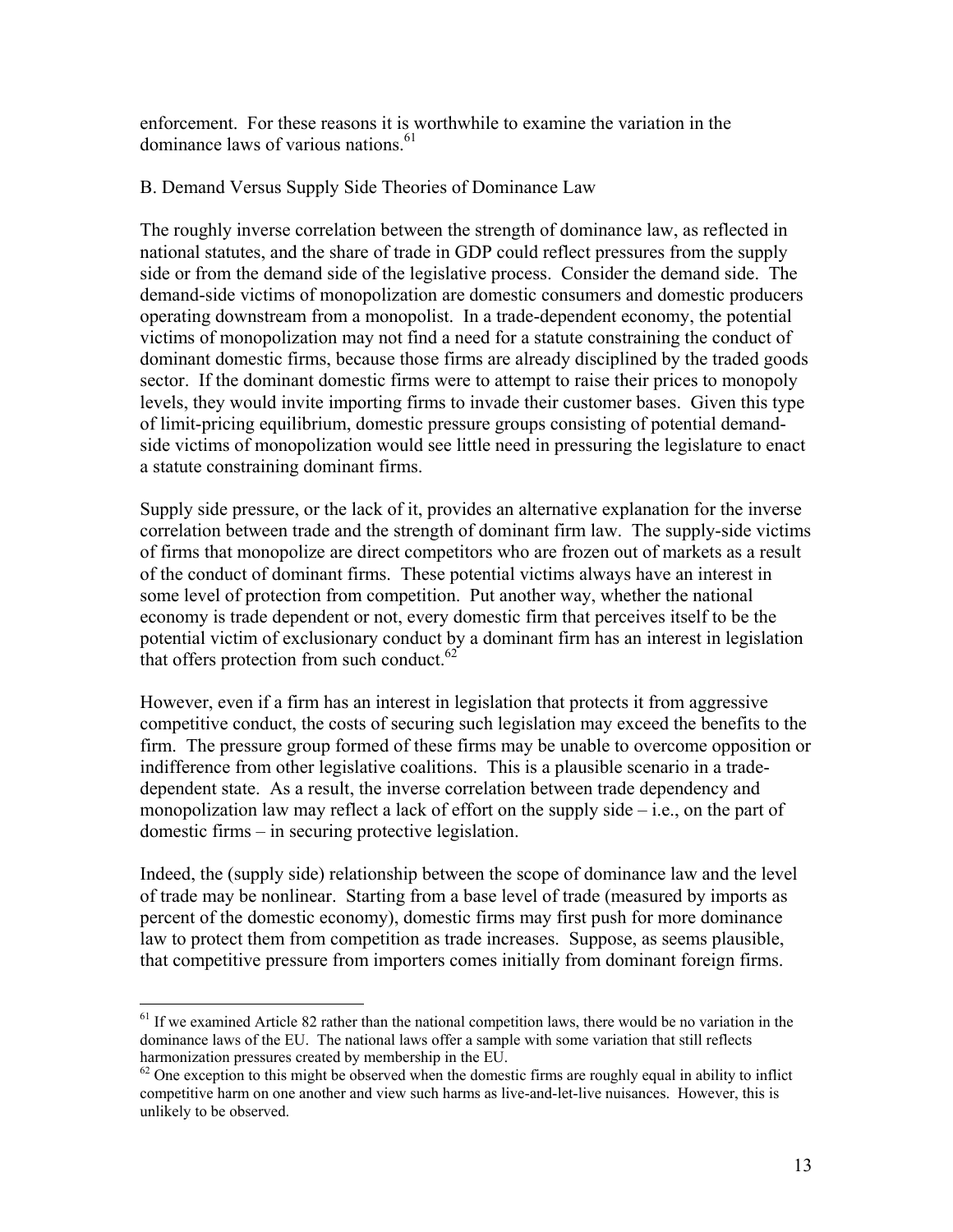enforcement. For these reasons it is worthwhile to examine the variation in the dominance laws of various nations.[61]

## B. Demand Versus Supply Side Theories of Dominance Law

The roughly inverse correlation between the strength of dominance law, as reflected in national statutes, and the share of trade in GDP could reflect pressures from the supply side or from the demand side of the legislative process. Consider the demand side. The demand-side victims of monopolization are domestic consumers and domestic producers operating downstream from a monopolist. In a trade-dependent economy, the potential victims of monopolization may not find a need for a statute constraining the conduct of dominant domestic firms, because those firms are already disciplined by the traded goods sector. If the dominant domestic firms were to attempt to raise their prices to monopoly levels, they would invite importing firms to invade their customer bases. Given this type of limit-pricing equilibrium, domestic pressure groups consisting of potential demand-side victims of monopolization would see little need in pressuring the legislature to enact a statute constraining dominant firms.

Supply side pressure, or the lack of it, provides an alternative explanation for the inverse correlation between trade and the strength of dominant firm law. The supply-side victims of firms that monopolize are direct competitors who are frozen out of markets as a result of the conduct of dominant firms. These potential victims always have an interest in some level of protection from competition. Put another way, whether the national economy is trade dependent or not, every domestic firm that perceives itself to be the potential victim of exclusionary conduct by a dominant firm has an interest in legislation that offers protection from such conduct.[62]

However, even if a firm has an interest in legislation that protects it from aggressive competitive conduct, the costs of securing such legislation may exceed the benefits to the firm. The pressure group formed of these firms may be unable to overcome opposition or indifference from other legislative coalitions. This is a plausible scenario in a trade-dependent state. As a result, the inverse correlation between trade dependency and monopolization law may reflect a lack of effort on the supply side – i.e., on the part of domestic firms – in securing protective legislation.

Indeed, the (supply side) relationship between the scope of dominance law and the level of trade may be nonlinear. Starting from a base level of trade (measured by imports as percent of the domestic economy), domestic firms may first push for more dominance law to protect them from competition as trade increases. Suppose, as seems plausible, that competitive pressure from importers comes initially from dominant foreign firms.

---

[61] If we examined Article 82 rather than the national competition laws, there would be no variation in the dominance laws of the EU. The national laws offer a sample with some variation that still reflects harmonization pressures created by membership in the EU.

[62] One exception to this might be observed when the domestic firms are roughly equal in ability to inflict competitive harm on one another and view such harms as live-and-let-live nuisances. However, this is unlikely to be observed.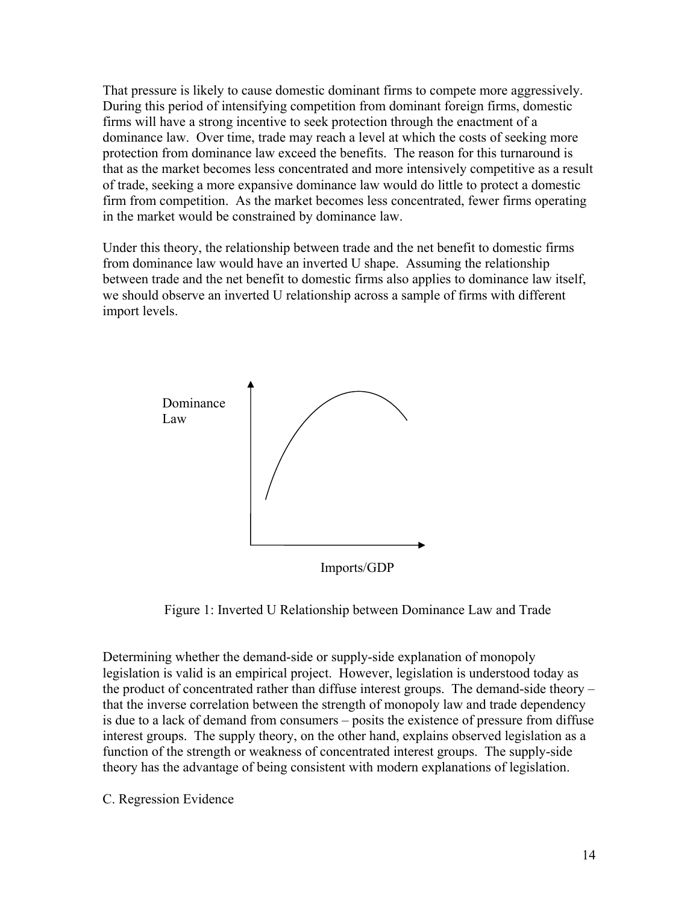That pressure is likely to cause domestic dominant firms to compete more aggressively. During this period of intensifying competition from dominant foreign firms, domestic firms will have a strong incentive to seek protection through the enactment of a dominance law. Over time, trade may reach a level at which the costs of seeking more protection from dominance law exceed the benefits. The reason for this turnaround is that as the market becomes less concentrated and more intensively competitive as a result of trade, seeking a more expansive dominance law would do little to protect a domestic firm from competition. As the market becomes less concentrated, fewer firms operating in the market would be constrained by dominance law.

Under this theory, the relationship between trade and the net benefit to domestic firms from dominance law would have an inverted U shape. Assuming the relationship between trade and the net benefit to domestic firms also applies to dominance law itself, we should observe an inverted U relationship across a sample of firms with different import levels.

Figure 1: Inverted U Relationship between Dominance Law and Trade

Determining whether the demand-side or supply-side explanation of monopoly legislation is valid is an empirical project. However, legislation is understood today as the product of concentrated rather than diffuse interest groups. The demand-side theory – that the inverse correlation between the strength of monopoly law and trade dependency is due to a lack of demand from consumers – posits the existence of pressure from diffuse interest groups. The supply theory, on the other hand, explains observed legislation as a function of the strength or weakness of concentrated interest groups. The supply-side theory has the advantage of being consistent with modern explanations of legislation.

C. Regression Evidence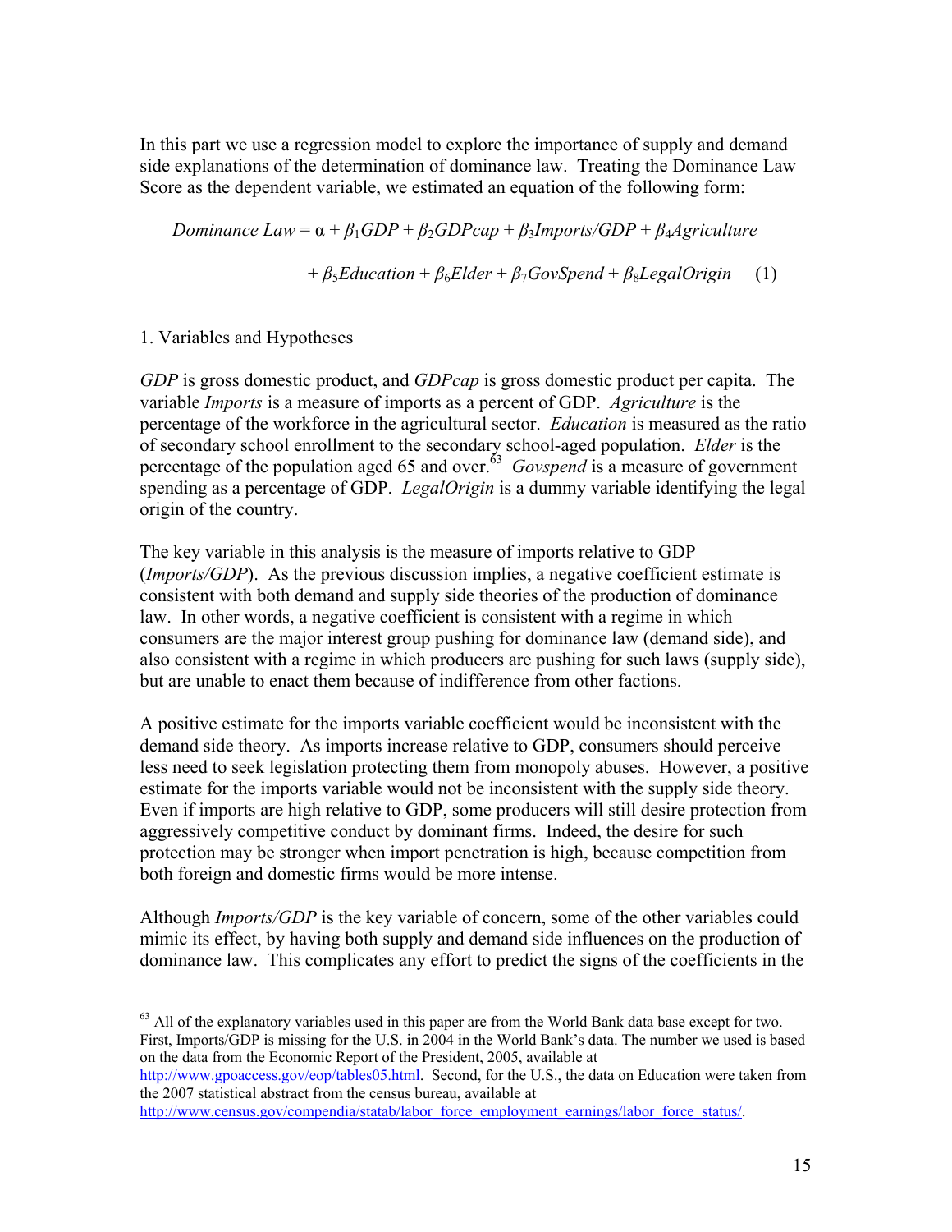In this part we use a regression model to explore the importance of supply and demand side explanations of the determination of dominance law. Treating the Dominance Law Score as the dependent variable, we estimated an equation of the following form:

$$\textit{Dominance Law} = \alpha + \beta_1 \textit{GDP} + \beta_2 \textit{GDPcap} + \beta_3 \textit{Imports/GDP} + \beta_4 \textit{Agriculture} + \beta_5 \textit{Education} + \beta_6 \textit{Elder} + \beta_7 \textit{GovSpend} + \beta_8 \textit{LegalOrigin} \quad (1)$$

1. Variables and Hypotheses

*GDP* is gross domestic product, and *GDPcap* is gross domestic product per capita. The variable *Imports* is a measure of imports as a percent of GDP. *Agriculture* is the percentage of the workforce in the agricultural sector. *Education* is measured as the ratio of secondary school enrollment to the secondary school-aged population. *Elder* is the percentage of the population aged 65 and over.[63] *Govspend* is a measure of government spending as a percentage of GDP. *LegalOrigin* is a dummy variable identifying the legal origin of the country.

The key variable in this analysis is the measure of imports relative to GDP (*Imports/GDP*). As the previous discussion implies, a negative coefficient estimate is consistent with both demand and supply side theories of the production of dominance law. In other words, a negative coefficient is consistent with a regime in which consumers are the major interest group pushing for dominance law (demand side), and also consistent with a regime in which producers are pushing for such laws (supply side), but are unable to enact them because of indifference from other factions.

A positive estimate for the imports variable coefficient would be inconsistent with the demand side theory. As imports increase relative to GDP, consumers should perceive less need to seek legislation protecting them from monopoly abuses. However, a positive estimate for the imports variable would not be inconsistent with the supply side theory. Even if imports are high relative to GDP, some producers will still desire protection from aggressively competitive conduct by dominant firms. Indeed, the desire for such protection may be stronger when import penetration is high, because competition from both foreign and domestic firms would be more intense.

Although *Imports/GDP* is the key variable of concern, some of the other variables could mimic its effect, by having both supply and demand side influences on the production of dominance law. This complicates any effort to predict the signs of the coefficients in the

---

[63] All of the explanatory variables used in this paper are from the World Bank data base except for two. First, Imports/GDP is missing for the U.S. in 2004 in the World Bank's data. The number we used is based on the data from the Economic Report of the President, 2005, available at http://www.gpoaccess.gov/eop/tables05.html. Second, for the U.S., the data on Education were taken from the 2007 statistical abstract from the census bureau, available at http://www.census.gov/compendia/statab/labor_force_employment_earnings/labor_force_status/.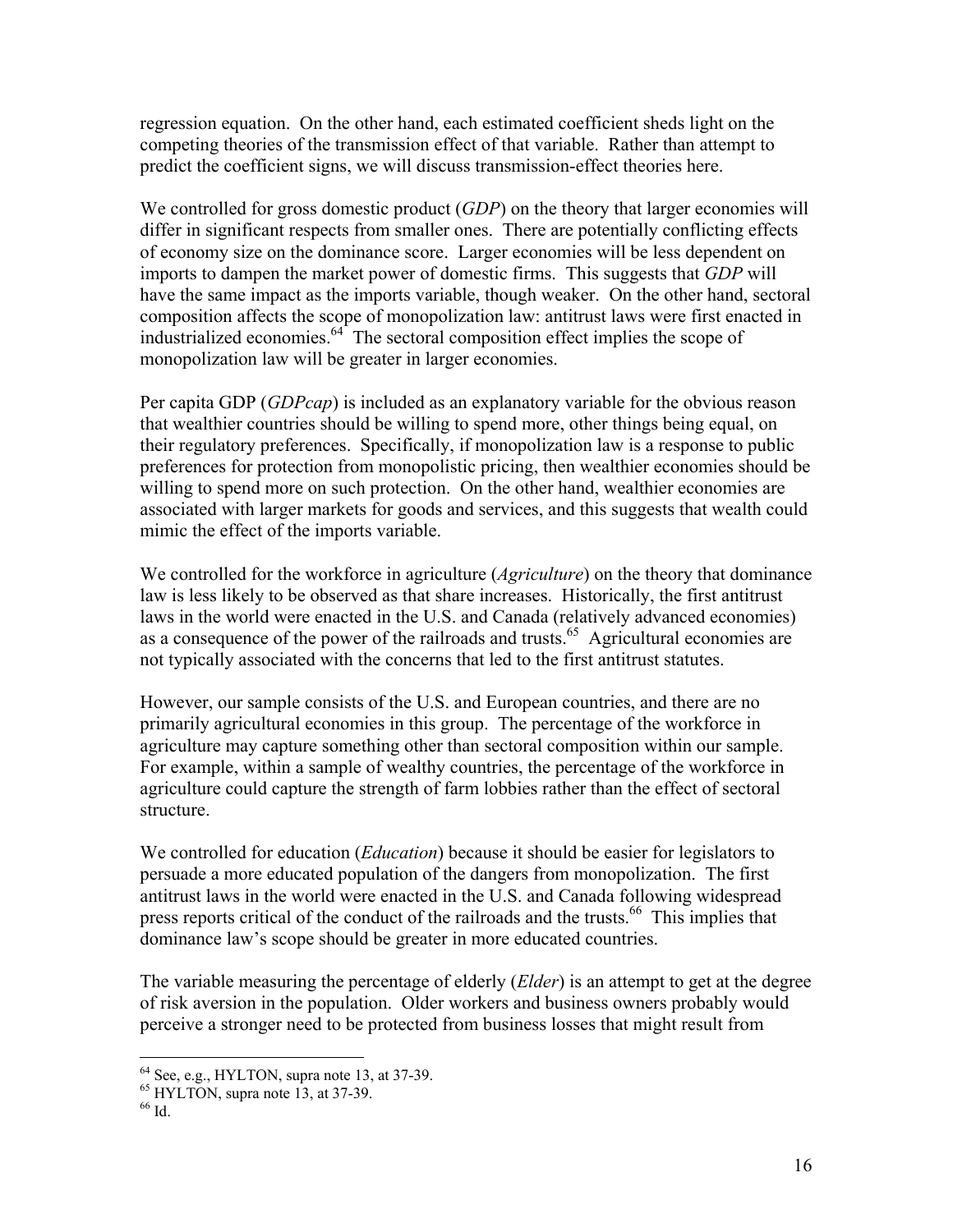regression equation. On the other hand, each estimated coefficient sheds light on the competing theories of the transmission effect of that variable. Rather than attempt to predict the coefficient signs, we will discuss transmission-effect theories here.

We controlled for gross domestic product (*GDP*) on the theory that larger economies will differ in significant respects from smaller ones. There are potentially conflicting effects of economy size on the dominance score. Larger economies will be less dependent on imports to dampen the market power of domestic firms. This suggests that *GDP* will have the same impact as the imports variable, though weaker. On the other hand, sectoral composition affects the scope of monopolization law: antitrust laws were first enacted in industrialized economies.[64] The sectoral composition effect implies the scope of monopolization law will be greater in larger economies.

Per capita GDP (*GDPcap*) is included as an explanatory variable for the obvious reason that wealthier countries should be willing to spend more, other things being equal, on their regulatory preferences. Specifically, if monopolization law is a response to public preferences for protection from monopolistic pricing, then wealthier economies should be willing to spend more on such protection. On the other hand, wealthier economies are associated with larger markets for goods and services, and this suggests that wealth could mimic the effect of the imports variable.

We controlled for the workforce in agriculture (*Agriculture*) on the theory that dominance law is less likely to be observed as that share increases. Historically, the first antitrust laws in the world were enacted in the U.S. and Canada (relatively advanced economies) as a consequence of the power of the railroads and trusts.[65] Agricultural economies are not typically associated with the concerns that led to the first antitrust statutes.

However, our sample consists of the U.S. and European countries, and there are no primarily agricultural economies in this group. The percentage of the workforce in agriculture may capture something other than sectoral composition within our sample. For example, within a sample of wealthy countries, the percentage of the workforce in agriculture could capture the strength of farm lobbies rather than the effect of sectoral structure.

We controlled for education (*Education*) because it should be easier for legislators to persuade a more educated population of the dangers from monopolization. The first antitrust laws in the world were enacted in the U.S. and Canada following widespread press reports critical of the conduct of the railroads and the trusts.[66] This implies that dominance law's scope should be greater in more educated countries.

The variable measuring the percentage of elderly (*Elder*) is an attempt to get at the degree of risk aversion in the population. Older workers and business owners probably would perceive a stronger need to be protected from business losses that might result from

---

[64] See, e.g., HYLTON, supra note 13, at 37-39.

[65] HYLTON, supra note 13, at 37-39.

[66] Id.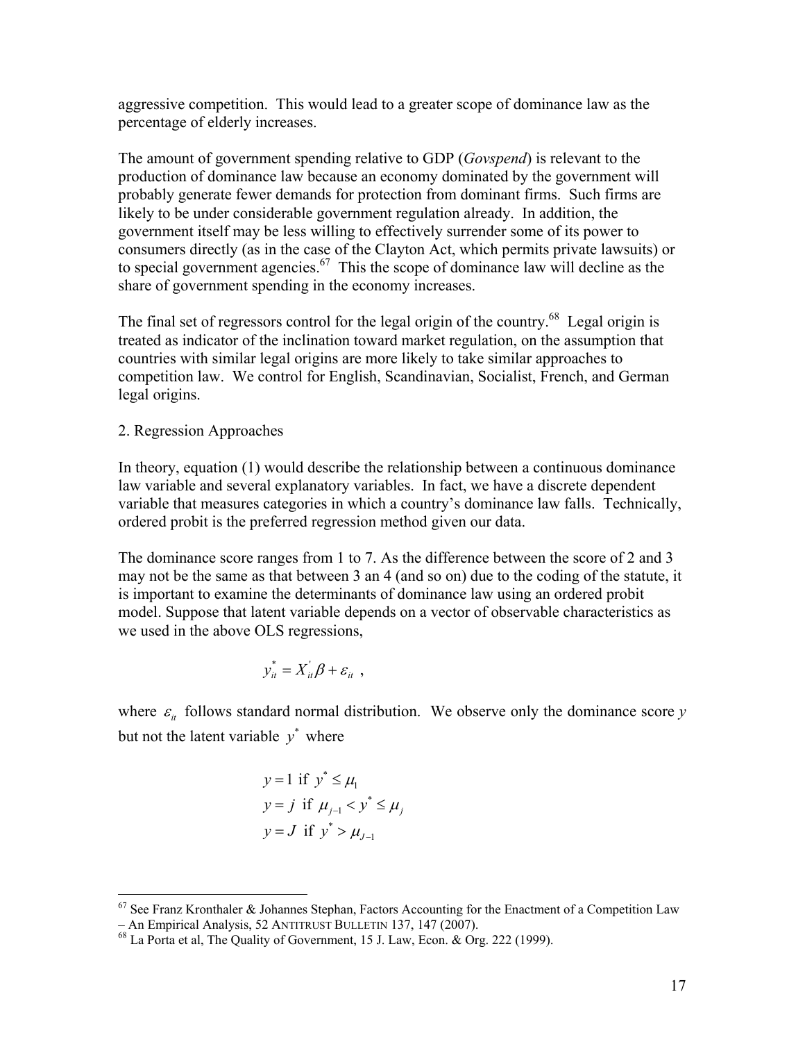aggressive competition. This would lead to a greater scope of dominance law as the percentage of elderly increases.

The amount of government spending relative to GDP (*Govspend*) is relevant to the production of dominance law because an economy dominated by the government will probably generate fewer demands for protection from dominant firms. Such firms are likely to be under considerable government regulation already. In addition, the government itself may be less willing to effectively surrender some of its power to consumers directly (as in the case of the Clayton Act, which permits private lawsuits) or to special government agencies.[67] This the scope of dominance law will decline as the share of government spending in the economy increases.

The final set of regressors control for the legal origin of the country.[68] Legal origin is treated as indicator of the inclination toward market regulation, on the assumption that countries with similar legal origins are more likely to take similar approaches to competition law. We control for English, Scandinavian, Socialist, French, and German legal origins.

2. Regression Approaches

In theory, equation (1) would describe the relationship between a continuous dominance law variable and several explanatory variables. In fact, we have a discrete dependent variable that measures categories in which a country's dominance law falls. Technically, ordered probit is the preferred regression method given our data.

The dominance score ranges from 1 to 7. As the difference between the score of 2 and 3 may not be the same as that between 3 an 4 (and so on) due to the coding of the statute, it is important to examine the determinants of dominance law using an ordered probit model. Suppose that latent variable depends on a vector of observable characteristics as we used in the above OLS regressions,

$$y_{it}^{*} = X_{it}^{'}\beta + \varepsilon_{it} \ ,$$

where $\varepsilon_{it}$ follows standard normal distribution. We observe only the dominance score $y$ but not the latent variable $y^{*}$ where

$$\begin{aligned} y &= 1 \text{ if } y^{*} \leq \mu_{1} \\ y &= j \text{ if } \mu_{j-1} < y^{*} \leq \mu_{j} \\ y &= J \text{ if } y^{*} > \mu_{J-1} \end{aligned}$$

[67] See Franz Kronthaler & Johannes Stephan, Factors Accounting for the Enactment of a Competition Law – An Empirical Analysis, 52 ANTITRUST BULLETIN 137, 147 (2007).

[68] La Porta et al, The Quality of Government, 15 J. Law, Econ. & Org. 222 (1999).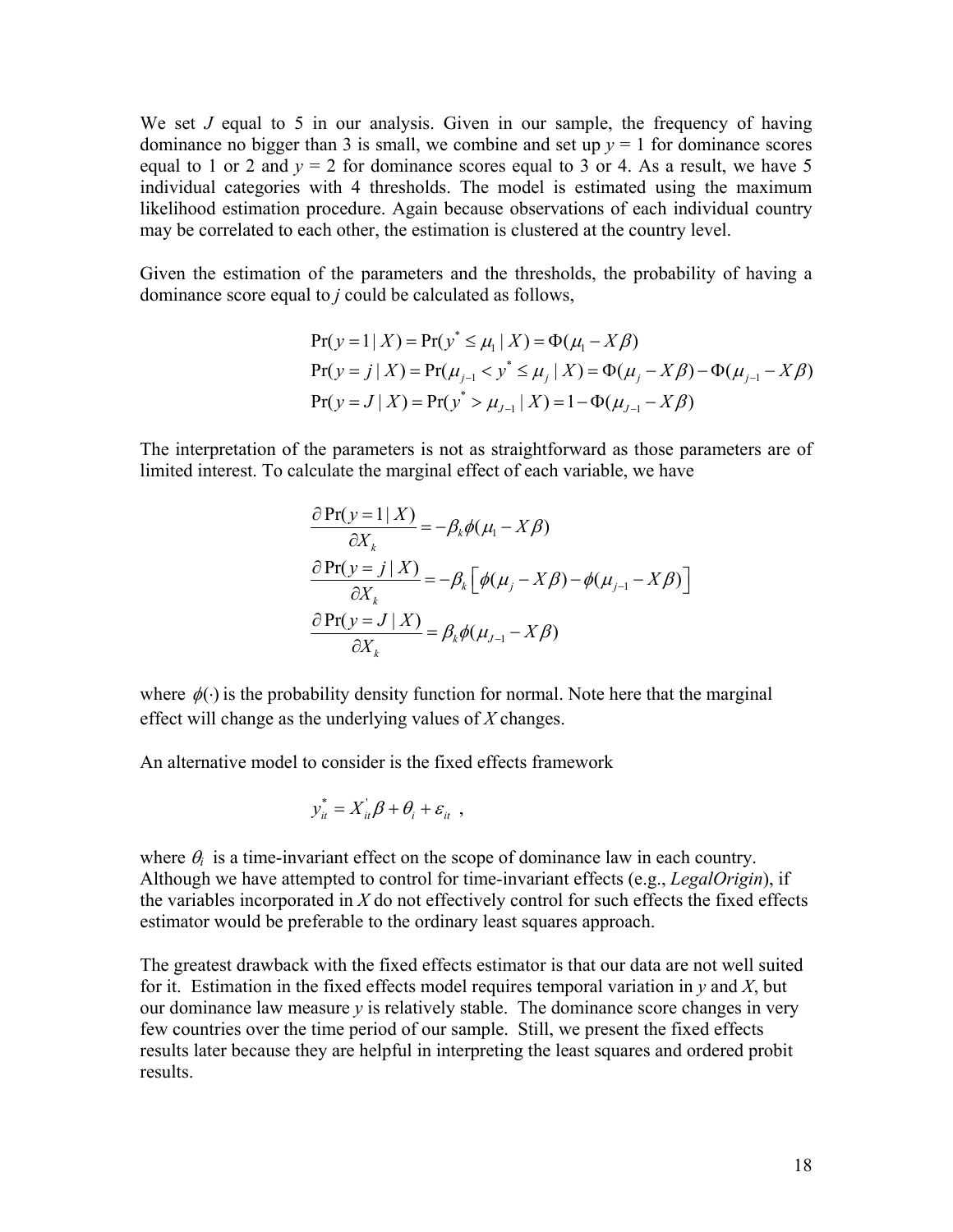We set $J$ equal to 5 in our analysis. Given in our sample, the frequency of having dominance no bigger than 3 is small, we combine and set up $y = 1$ for dominance scores equal to 1 or 2 and $y = 2$ for dominance scores equal to 3 or 4. As a result, we have 5 individual categories with 4 thresholds. The model is estimated using the maximum likelihood estimation procedure. Again because observations of each individual country may be correlated to each other, the estimation is clustered at the country level.

Given the estimation of the parameters and the thresholds, the probability of having a dominance score equal to $j$ could be calculated as follows,

$$
\begin{aligned}
\Pr(y=1 \mid X) &= \Pr(y^* \le \mu_1 \mid X) = \Phi(\mu_1 - X\beta) \\
\Pr(y=j \mid X) &= \Pr(\mu_{j-1} < y^* \le \mu_j \mid X) = \Phi(\mu_j - X\beta) - \Phi(\mu_{j-1} - X\beta) \\
\Pr(y=J \mid X) &= \Pr(y^* > \mu_{J-1} \mid X) = 1 - \Phi(\mu_{J-1} - X\beta)
\end{aligned}
$$

The interpretation of the parameters is not as straightforward as those parameters are of limited interest. To calculate the marginal effect of each variable, we have

$$
\begin{aligned}
\frac{\partial \Pr(y=1 \mid X)}{\partial X_k} &= -\beta_k \phi(\mu_1 - X\beta) \\
\frac{\partial \Pr(y=j \mid X)}{\partial X_k} &= -\beta_k \left[ \phi(\mu_j - X\beta) - \phi(\mu_{j-1} - X\beta) \right] \\
\frac{\partial \Pr(y=J \mid X)}{\partial X_k} &= \beta_k \phi(\mu_{J-1} - X\beta)
\end{aligned}
$$

where $\phi(\cdot)$ is the probability density function for normal. Note here that the marginal effect will change as the underlying values of $X$ changes.

An alternative model to consider is the fixed effects framework

$$
y_{it}^* = X_{it}^{'}\beta + \theta_i + \varepsilon_{it} \ ,
$$

where $\theta_i$ is a time-invariant effect on the scope of dominance law in each country. Although we have attempted to control for time-invariant effects (e.g., *LegalOrigin*), if the variables incorporated in $X$ do not effectively control for such effects the fixed effects estimator would be preferable to the ordinary least squares approach.

The greatest drawback with the fixed effects estimator is that our data are not well suited for it. Estimation in the fixed effects model requires temporal variation in $y$ and $X$, but our dominance law measure $y$ is relatively stable. The dominance score changes in very few countries over the time period of our sample. Still, we present the fixed effects results later because they are helpful in interpreting the least squares and ordered probit results.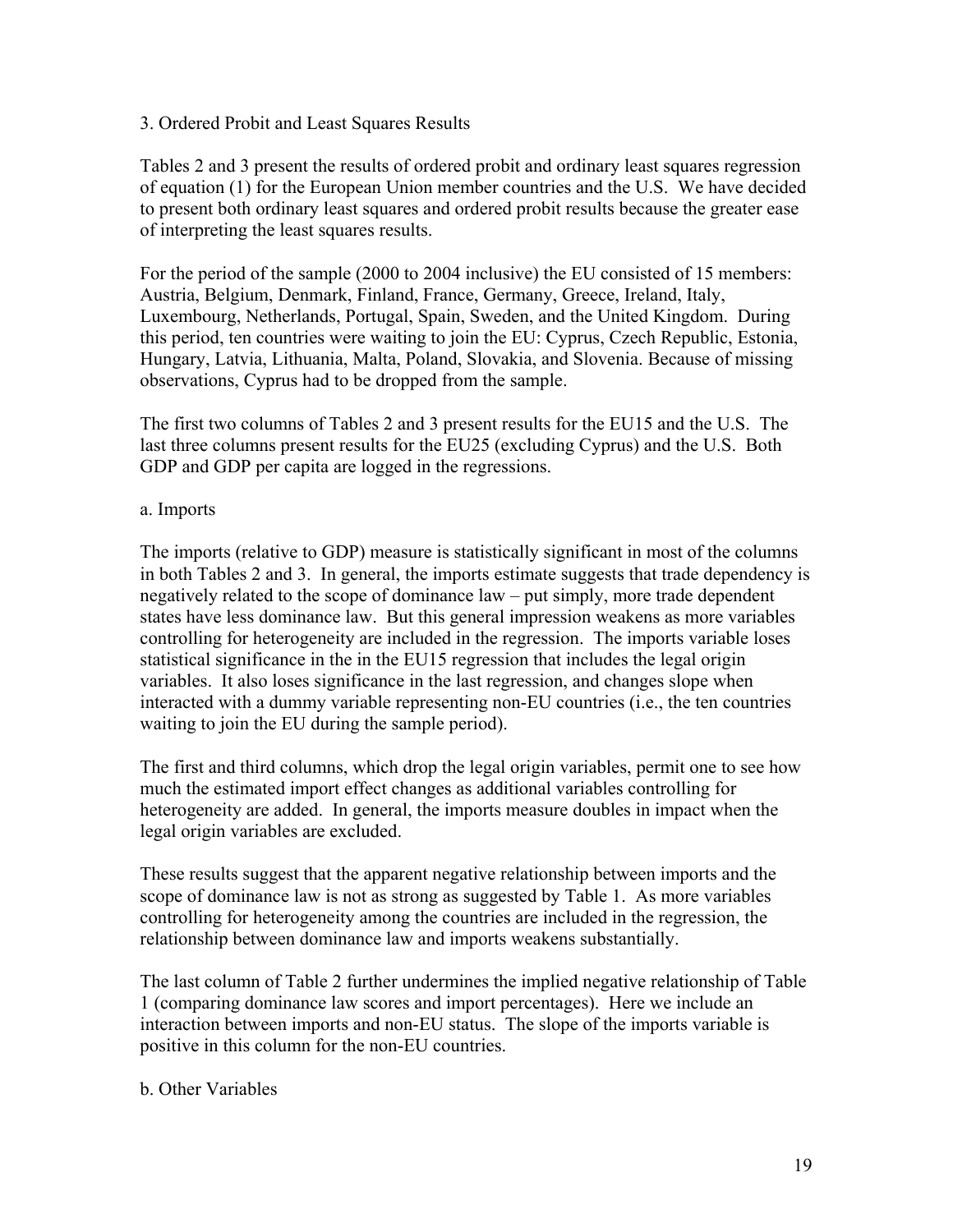3. Ordered Probit and Least Squares Results

Tables 2 and 3 present the results of ordered probit and ordinary least squares regression of equation (1) for the European Union member countries and the U.S. We have decided to present both ordinary least squares and ordered probit results because the greater ease of interpreting the least squares results.

For the period of the sample (2000 to 2004 inclusive) the EU consisted of 15 members: Austria, Belgium, Denmark, Finland, France, Germany, Greece, Ireland, Italy, Luxembourg, Netherlands, Portugal, Spain, Sweden, and the United Kingdom. During this period, ten countries were waiting to join the EU: Cyprus, Czech Republic, Estonia, Hungary, Latvia, Lithuania, Malta, Poland, Slovakia, and Slovenia. Because of missing observations, Cyprus had to be dropped from the sample.

The first two columns of Tables 2 and 3 present results for the EU15 and the U.S. The last three columns present results for the EU25 (excluding Cyprus) and the U.S. Both GDP and GDP per capita are logged in the regressions.

a. Imports

The imports (relative to GDP) measure is statistically significant in most of the columns in both Tables 2 and 3. In general, the imports estimate suggests that trade dependency is negatively related to the scope of dominance law – put simply, more trade dependent states have less dominance law. But this general impression weakens as more variables controlling for heterogeneity are included in the regression. The imports variable loses statistical significance in the in the EU15 regression that includes the legal origin variables. It also loses significance in the last regression, and changes slope when interacted with a dummy variable representing non-EU countries (i.e., the ten countries waiting to join the EU during the sample period).

The first and third columns, which drop the legal origin variables, permit one to see how much the estimated import effect changes as additional variables controlling for heterogeneity are added. In general, the imports measure doubles in impact when the legal origin variables are excluded.

These results suggest that the apparent negative relationship between imports and the scope of dominance law is not as strong as suggested by Table 1. As more variables controlling for heterogeneity among the countries are included in the regression, the relationship between dominance law and imports weakens substantially.

The last column of Table 2 further undermines the implied negative relationship of Table 1 (comparing dominance law scores and import percentages). Here we include an interaction between imports and non-EU status. The slope of the imports variable is positive in this column for the non-EU countries.

b. Other Variables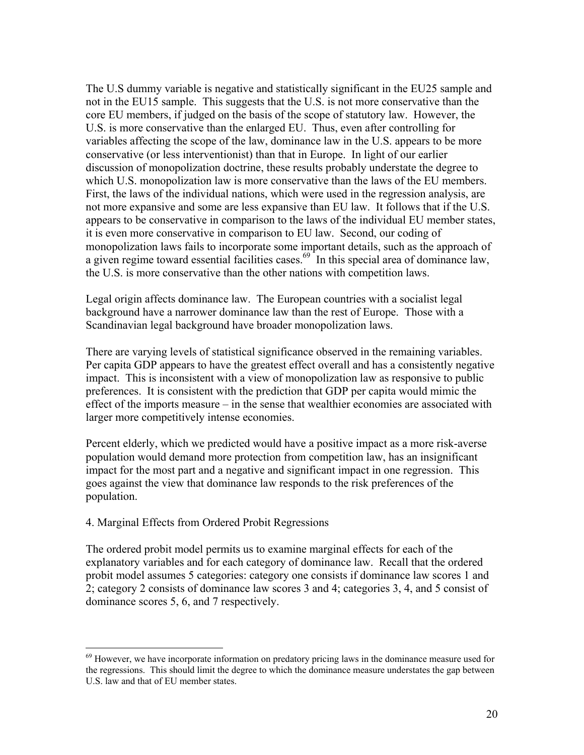The U.S dummy variable is negative and statistically significant in the EU25 sample and not in the EU15 sample. This suggests that the U.S. is not more conservative than the core EU members, if judged on the basis of the scope of statutory law. However, the U.S. is more conservative than the enlarged EU. Thus, even after controlling for variables affecting the scope of the law, dominance law in the U.S. appears to be more conservative (or less interventionist) than that in Europe. In light of our earlier discussion of monopolization doctrine, these results probably understate the degree to which U.S. monopolization law is more conservative than the laws of the EU members. First, the laws of the individual nations, which were used in the regression analysis, are not more expansive and some are less expansive than EU law. It follows that if the U.S. appears to be conservative in comparison to the laws of the individual EU member states, it is even more conservative in comparison to EU law. Second, our coding of monopolization laws fails to incorporate some important details, such as the approach of a given regime toward essential facilities cases.[69] In this special area of dominance law, the U.S. is more conservative than the other nations with competition laws.

Legal origin affects dominance law. The European countries with a socialist legal background have a narrower dominance law than the rest of Europe. Those with a Scandinavian legal background have broader monopolization laws.

There are varying levels of statistical significance observed in the remaining variables. Per capita GDP appears to have the greatest effect overall and has a consistently negative impact. This is inconsistent with a view of monopolization law as responsive to public preferences. It is consistent with the prediction that GDP per capita would mimic the effect of the imports measure – in the sense that wealthier economies are associated with larger more competitively intense economies.

Percent elderly, which we predicted would have a positive impact as a more risk-averse population would demand more protection from competition law, has an insignificant impact for the most part and a negative and significant impact in one regression. This goes against the view that dominance law responds to the risk preferences of the population.

4. Marginal Effects from Ordered Probit Regressions

The ordered probit model permits us to examine marginal effects for each of the explanatory variables and for each category of dominance law. Recall that the ordered probit model assumes 5 categories: category one consists if dominance law scores 1 and 2; category 2 consists of dominance law scores 3 and 4; categories 3, 4, and 5 consist of dominance scores 5, 6, and 7 respectively.

---

[69] However, we have incorporate information on predatory pricing laws in the dominance measure used for the regressions. This should limit the degree to which the dominance measure understates the gap between U.S. law and that of EU member states.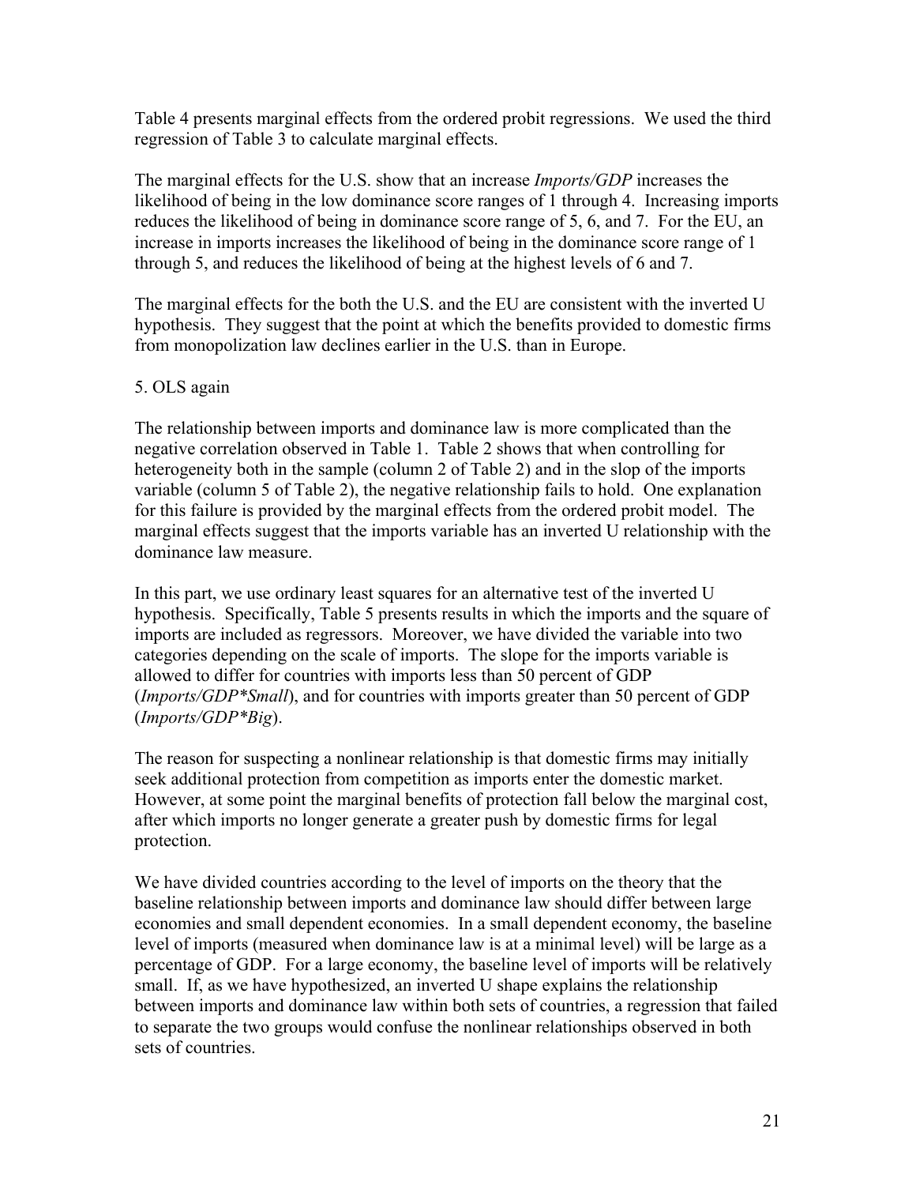Table 4 presents marginal effects from the ordered probit regressions. We used the third regression of Table 3 to calculate marginal effects.

The marginal effects for the U.S. show that an increase *Imports/GDP* increases the likelihood of being in the low dominance score ranges of 1 through 4. Increasing imports reduces the likelihood of being in dominance score range of 5, 6, and 7. For the EU, an increase in imports increases the likelihood of being in the dominance score range of 1 through 5, and reduces the likelihood of being at the highest levels of 6 and 7.

The marginal effects for the both the U.S. and the EU are consistent with the inverted U hypothesis. They suggest that the point at which the benefits provided to domestic firms from monopolization law declines earlier in the U.S. than in Europe.

## 5. OLS again

The relationship between imports and dominance law is more complicated than the negative correlation observed in Table 1. Table 2 shows that when controlling for heterogeneity both in the sample (column 2 of Table 2) and in the slop of the imports variable (column 5 of Table 2), the negative relationship fails to hold. One explanation for this failure is provided by the marginal effects from the ordered probit model. The marginal effects suggest that the imports variable has an inverted U relationship with the dominance law measure.

In this part, we use ordinary least squares for an alternative test of the inverted U hypothesis. Specifically, Table 5 presents results in which the imports and the square of imports are included as regressors. Moreover, we have divided the variable into two categories depending on the scale of imports. The slope for the imports variable is allowed to differ for countries with imports less than 50 percent of GDP (*Imports/GDP*Small*), and for countries with imports greater than 50 percent of GDP (*Imports/GDP*Big*).

The reason for suspecting a nonlinear relationship is that domestic firms may initially seek additional protection from competition as imports enter the domestic market. However, at some point the marginal benefits of protection fall below the marginal cost, after which imports no longer generate a greater push by domestic firms for legal protection.

We have divided countries according to the level of imports on the theory that the baseline relationship between imports and dominance law should differ between large economies and small dependent economies. In a small dependent economy, the baseline level of imports (measured when dominance law is at a minimal level) will be large as a percentage of GDP. For a large economy, the baseline level of imports will be relatively small. If, as we have hypothesized, an inverted U shape explains the relationship between imports and dominance law within both sets of countries, a regression that failed to separate the two groups would confuse the nonlinear relationships observed in both sets of countries.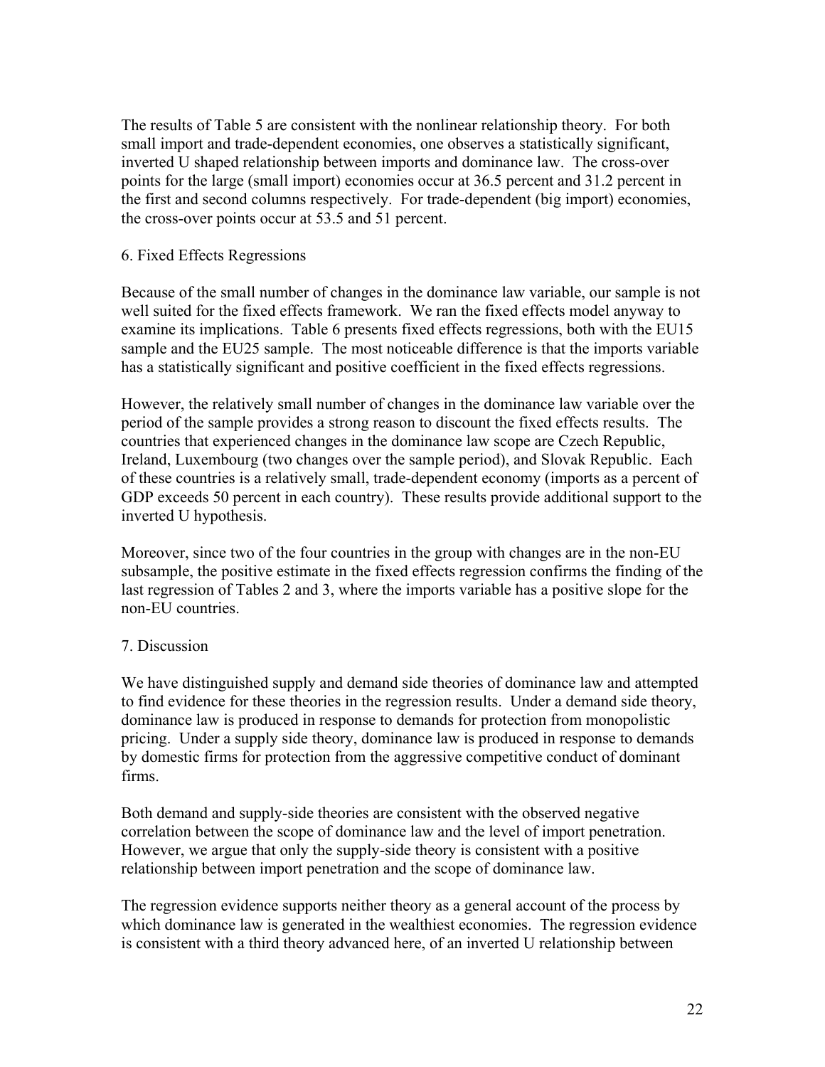The results of Table 5 are consistent with the nonlinear relationship theory. For both small import and trade-dependent economies, one observes a statistically significant, inverted U shaped relationship between imports and dominance law. The cross-over points for the large (small import) economies occur at 36.5 percent and 31.2 percent in the first and second columns respectively. For trade-dependent (big import) economies, the cross-over points occur at 53.5 and 51 percent.

## 6. Fixed Effects Regressions

Because of the small number of changes in the dominance law variable, our sample is not well suited for the fixed effects framework. We ran the fixed effects model anyway to examine its implications. Table 6 presents fixed effects regressions, both with the EU15 sample and the EU25 sample. The most noticeable difference is that the imports variable has a statistically significant and positive coefficient in the fixed effects regressions.

However, the relatively small number of changes in the dominance law variable over the period of the sample provides a strong reason to discount the fixed effects results. The countries that experienced changes in the dominance law scope are Czech Republic, Ireland, Luxembourg (two changes over the sample period), and Slovak Republic. Each of these countries is a relatively small, trade-dependent economy (imports as a percent of GDP exceeds 50 percent in each country). These results provide additional support to the inverted U hypothesis.

Moreover, since two of the four countries in the group with changes are in the non-EU subsample, the positive estimate in the fixed effects regression confirms the finding of the last regression of Tables 2 and 3, where the imports variable has a positive slope for the non-EU countries.

## 7. Discussion

We have distinguished supply and demand side theories of dominance law and attempted to find evidence for these theories in the regression results. Under a demand side theory, dominance law is produced in response to demands for protection from monopolistic pricing. Under a supply side theory, dominance law is produced in response to demands by domestic firms for protection from the aggressive competitive conduct of dominant firms.

Both demand and supply-side theories are consistent with the observed negative correlation between the scope of dominance law and the level of import penetration. However, we argue that only the supply-side theory is consistent with a positive relationship between import penetration and the scope of dominance law.

The regression evidence supports neither theory as a general account of the process by which dominance law is generated in the wealthiest economies. The regression evidence is consistent with a third theory advanced here, of an inverted U relationship between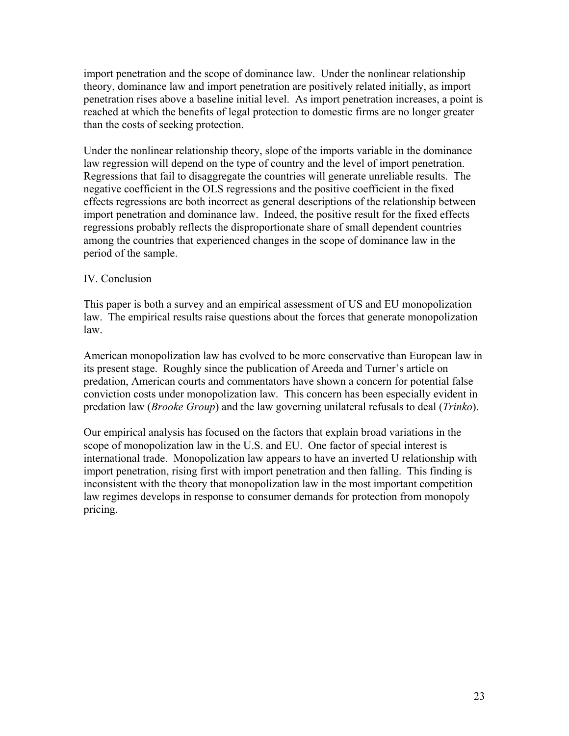import penetration and the scope of dominance law. Under the nonlinear relationship theory, dominance law and import penetration are positively related initially, as import penetration rises above a baseline initial level. As import penetration increases, a point is reached at which the benefits of legal protection to domestic firms are no longer greater than the costs of seeking protection.

Under the nonlinear relationship theory, slope of the imports variable in the dominance law regression will depend on the type of country and the level of import penetration. Regressions that fail to disaggregate the countries will generate unreliable results. The negative coefficient in the OLS regressions and the positive coefficient in the fixed effects regressions are both incorrect as general descriptions of the relationship between import penetration and dominance law. Indeed, the positive result for the fixed effects regressions probably reflects the disproportionate share of small dependent countries among the countries that experienced changes in the scope of dominance law in the period of the sample.

## IV. Conclusion

This paper is both a survey and an empirical assessment of US and EU monopolization law. The empirical results raise questions about the forces that generate monopolization law.

American monopolization law has evolved to be more conservative than European law in its present stage. Roughly since the publication of Areeda and Turner's article on predation, American courts and commentators have shown a concern for potential false conviction costs under monopolization law. This concern has been especially evident in predation law (*Brooke Group*) and the law governing unilateral refusals to deal (*Trinko*).

Our empirical analysis has focused on the factors that explain broad variations in the scope of monopolization law in the U.S. and EU. One factor of special interest is international trade. Monopolization law appears to have an inverted U relationship with import penetration, rising first with import penetration and then falling. This finding is inconsistent with the theory that monopolization law in the most important competition law regimes develops in response to consumer demands for protection from monopoly pricing.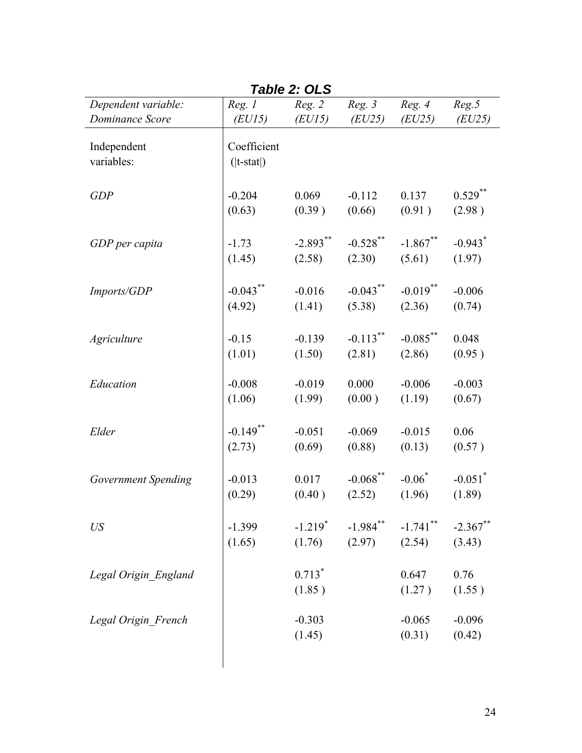**Table 2: OLS**

| *Dependent variable: Dominance Score* | *Reg. 1 (EU15)* | *Reg. 2 (EU15)* | *Reg. 3 (EU25)* | *Reg. 4 (EU25)* | *Reg.5 (EU25)* |
|---|---|---|---|---|---|
| Independent variables: | Coefficient (\|t-stat\|) | | | | |
| *GDP* | -0.204 | 0.069 | -0.112 | 0.137 | $0.529^{**}$ |
| | (0.63) | (0.39 ) | (0.66) | (0.91 ) | (2.98 ) |
| *GDP per capita* | -1.73 | $-2.893^{**}$ | $-0.528^{**}$ | $-1.867^{**}$ | $-0.943^{*}$ |
| | (1.45) | (2.58) | (2.30) | (5.61) | (1.97) |
| *Imports/GDP* | $-0.043^{**}$ | -0.016 | $-0.043^{**}$ | $-0.019^{**}$ | -0.006 |
| | (4.92) | (1.41) | (5.38) | (2.36) | (0.74) |
| *Agriculture* | -0.15 | -0.139 | $-0.113^{**}$ | $-0.085^{**}$ | 0.048 |
| | (1.01) | (1.50) | (2.81) | (2.86) | (0.95 ) |
| *Education* | -0.008 | -0.019 | 0.000 | -0.006 | -0.003 |
| | (1.06) | (1.99) | (0.00 ) | (1.19) | (0.67) |
| *Elder* | $-0.149^{**}$ | -0.051 | -0.069 | -0.015 | 0.06 |
| | (2.73) | (0.69) | (0.88) | (0.13) | (0.57 ) |
| *Government Spending* | -0.013 | 0.017 | $-0.068^{**}$ | $-0.06^{*}$ | $-0.051^{*}$ |
| | (0.29) | (0.40 ) | (2.52) | (1.96) | (1.89) |
| *US* | -1.399 | $-1.219^{*}$ | $-1.984^{**}$ | $-1.741^{**}$ | $-2.367^{**}$ |
| | (1.65) | (1.76) | (2.97) | (2.54) | (3.43) |
| *Legal Origin_England* | | $0.713^{*}$ | | 0.647 | 0.76 |
| | | (1.85 ) | | (1.27 ) | (1.55 ) |
| *Legal Origin_French* | | -0.303 | | -0.065 | -0.096 |
| | | (1.45) | | (0.31) | (0.42) |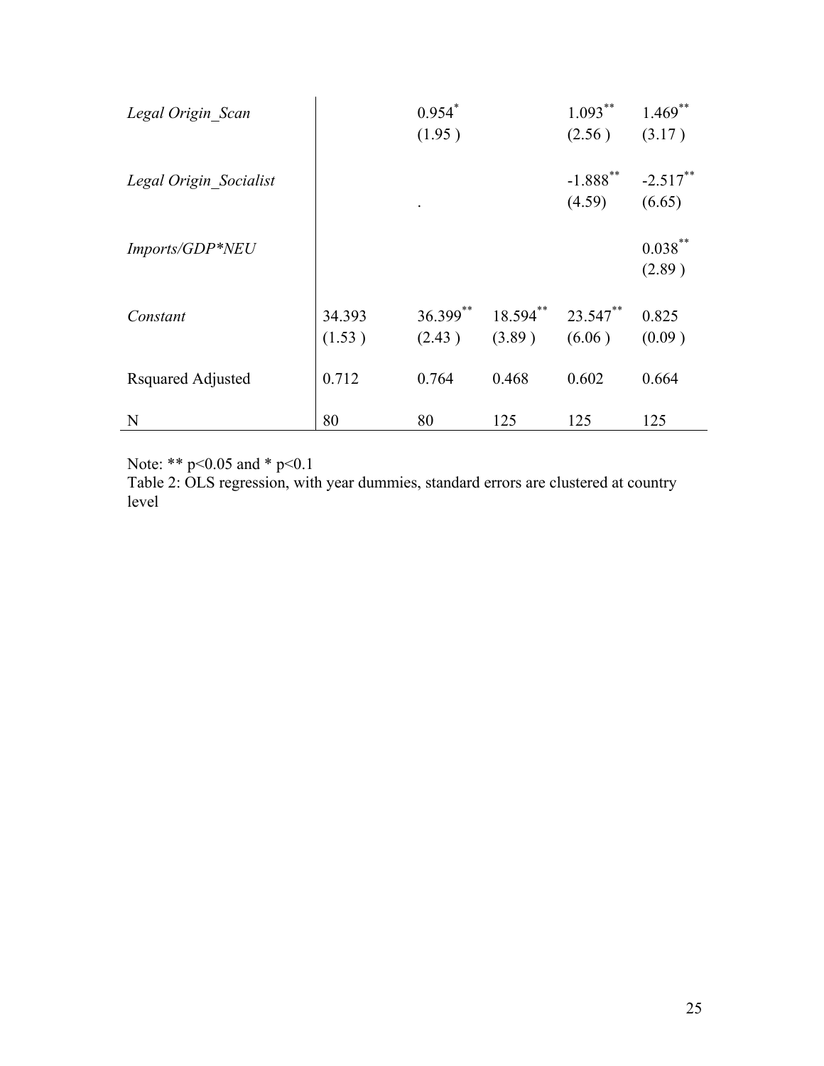| | (1) | (2) | (3) | (4) | (5) |
|---|---|---|---|---|---|
| *Legal Origin_Scan* | | 0.954* | | 1.093** | 1.469** |
| | | (1.95 ) | | (2.56 ) | (3.17 ) |
| *Legal Origin_Socialist* | | | | -1.888** | -2.517** |
| | | . | | (4.59) | (6.65) |
| *Imports/GDP*NEU* | | | | | 0.038** |
| | | | | | (2.89 ) |
| *Constant* | 34.393 | 36.399** | 18.594** | 23.547** | 0.825 |
| | (1.53 ) | (2.43 ) | (3.89 ) | (6.06 ) | (0.09 ) |
| Rsquared Adjusted | 0.712 | 0.764 | 0.468 | 0.602 | 0.664 |
| N | 80 | 80 | 125 | 125 | 125 |

Note: ** $p<0.05$ and * $p<0.1$

Table 2: OLS regression, with year dummies, standard errors are clustered at country level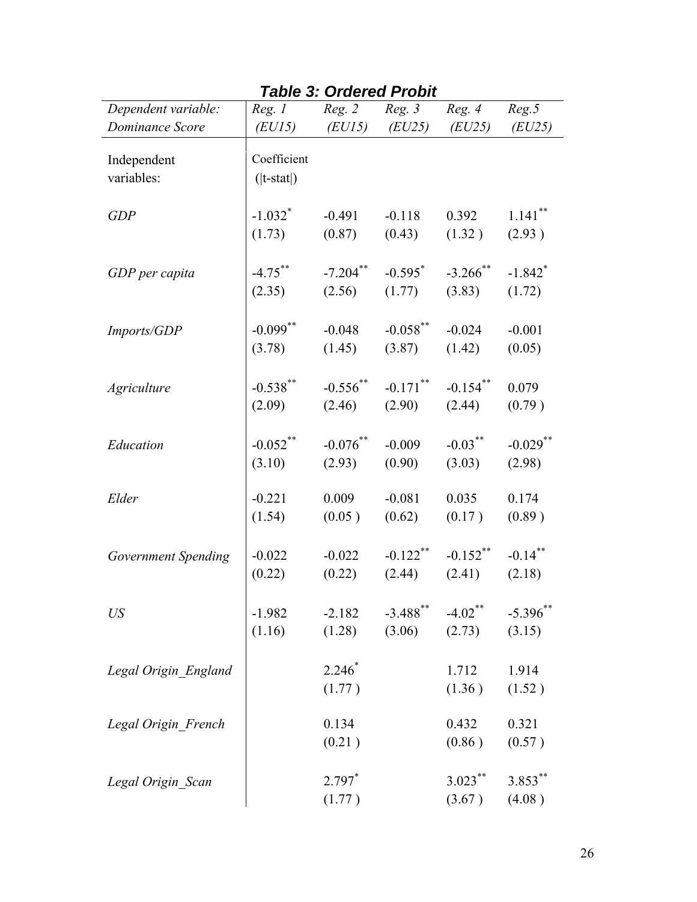### *Table 3: Ordered Probit*

| *Dependent variable: Dominance Score* | *Reg. 1 (EU15)* | *Reg. 2 (EU15)* | *Reg. 3 (EU25)* | *Reg. 4 (EU25)* | *Reg.5 (EU25)* |
|---|---|---|---|---|---|
| Independent variables: | Coefficient (\|t-stat\|) | | | | |
| *GDP* | -1.032* | -0.491 | -0.118 | 0.392 | 1.141** |
| | (1.73) | (0.87) | (0.43) | (1.32 ) | (2.93 ) |
| *GDP per capita* | -4.75** | -7.204** | -0.595* | -3.266** | -1.842* |
| | (2.35) | (2.56) | (1.77) | (3.83) | (1.72) |
| *Imports/GDP* | -0.099** | -0.048 | -0.058** | -0.024 | -0.001 |
| | (3.78) | (1.45) | (3.87) | (1.42) | (0.05) |
| *Agriculture* | -0.538** | -0.556** | -0.171** | -0.154** | 0.079 |
| | (2.09) | (2.46) | (2.90) | (2.44) | (0.79 ) |
| *Education* | -0.052** | -0.076** | -0.009 | -0.03** | -0.029** |
| | (3.10) | (2.93) | (0.90) | (3.03) | (2.98) |
| *Elder* | -0.221 | 0.009 | -0.081 | 0.035 | 0.174 |
| | (1.54) | (0.05 ) | (0.62) | (0.17 ) | (0.89 ) |
| *Government Spending* | -0.022 | -0.022 | -0.122** | -0.152** | -0.14** |
| | (0.22) | (0.22) | (2.44) | (2.41) | (2.18) |
| *US* | -1.982 | -2.182 | -3.488** | -4.02** | -5.396** |
| | (1.16) | (1.28) | (3.06) | (2.73) | (3.15) |
| *Legal Origin_England* | | 2.246* | | 1.712 | 1.914 |
| | | (1.77 ) | | (1.36 ) | (1.52 ) |
| *Legal Origin_French* | | 0.134 | | 0.432 | 0.321 |
| | | (0.21 ) | | (0.86 ) | (0.57 ) |
| *Legal Origin_Scan* | | 2.797* | | 3.023** | 3.853** |
| | | (1.77 ) | | (3.67 ) | (4.08 ) |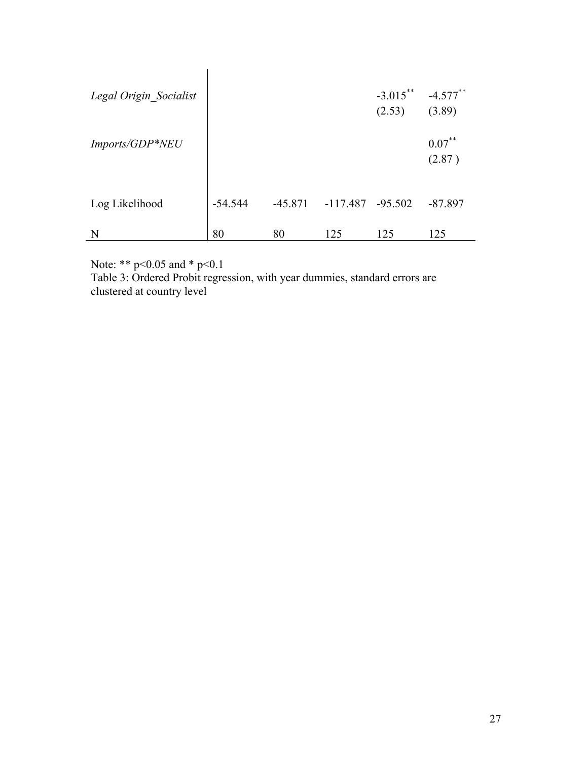| | | | | | |
|---|---|---|---|---|---|
| *Legal Origin_Socialist* | | | | -3.015** (2.53) | -4.577** (3.89) |
| *Imports/GDP*NEU* | | | | | 0.07** (2.87 ) |
| Log Likelihood | -54.544 | -45.871 | -117.487 | -95.502 | -87.897 |
| N | 80 | 80 | 125 | 125 | 125 |

Note: ** $p<0.05$ and * $p<0.1$

Table 3: Ordered Probit regression, with year dummies, standard errors are clustered at country level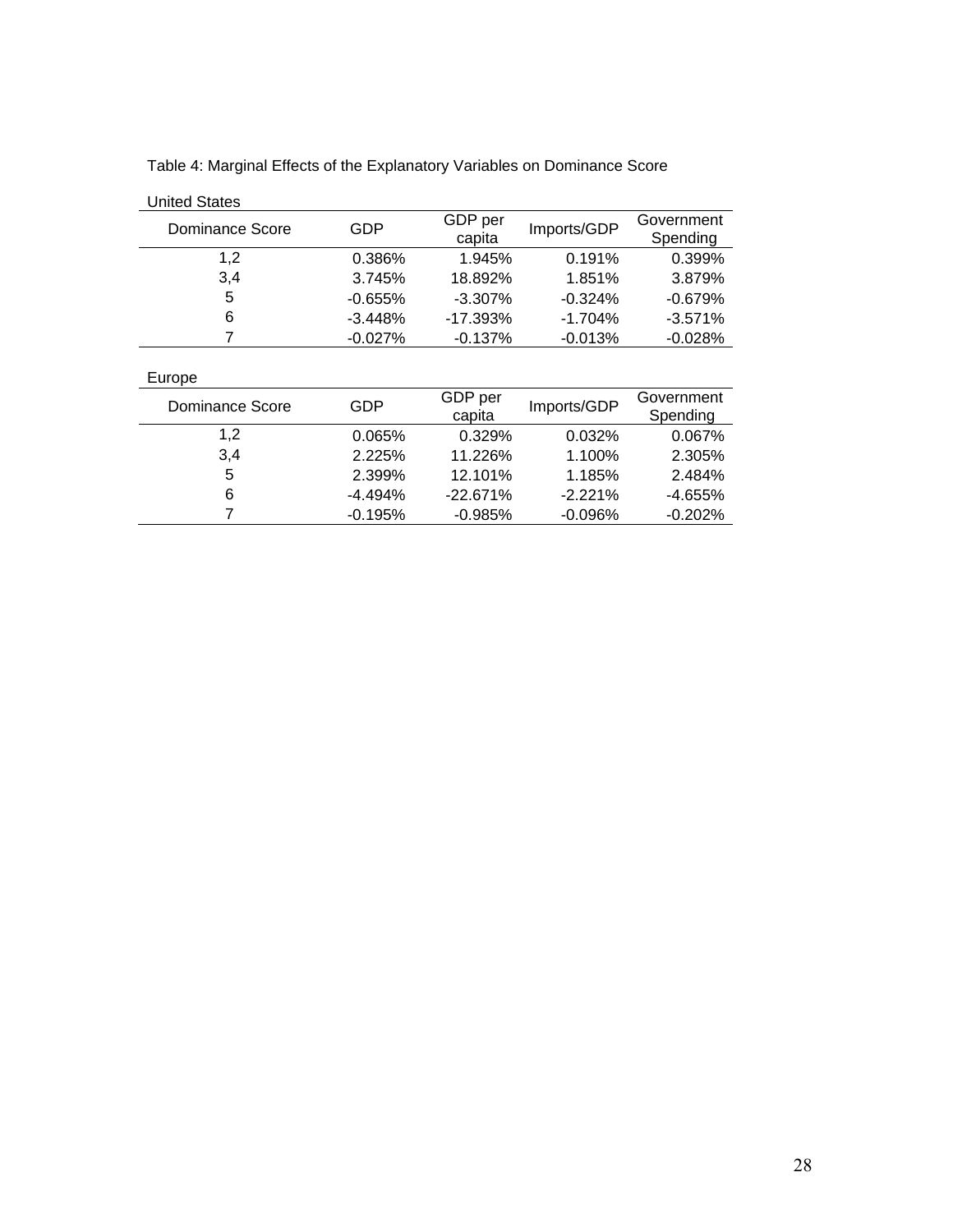Table 4: Marginal Effects of the Explanatory Variables on Dominance Score

United States

| Dominance Score | GDP | GDP per capita | Imports/GDP | Government Spending |
|---|---|---|---|---|
| 1,2 | 0.386% | 1.945% | 0.191% | 0.399% |
| 3,4 | 3.745% | 18.892% | 1.851% | 3.879% |
| 5 | -0.655% | -3.307% | -0.324% | -0.679% |
| 6 | -3.448% | -17.393% | -1.704% | -3.571% |
| 7 | -0.027% | -0.137% | -0.013% | -0.028% |

Europe

| Dominance Score | GDP | GDP per capita | Imports/GDP | Government Spending |
|---|---|---|---|---|
| 1,2 | 0.065% | 0.329% | 0.032% | 0.067% |
| 3,4 | 2.225% | 11.226% | 1.100% | 2.305% |
| 5 | 2.399% | 12.101% | 1.185% | 2.484% |
| 6 | -4.494% | -22.671% | -2.221% | -4.655% |
| 7 | -0.195% | -0.985% | -0.096% | -0.202% |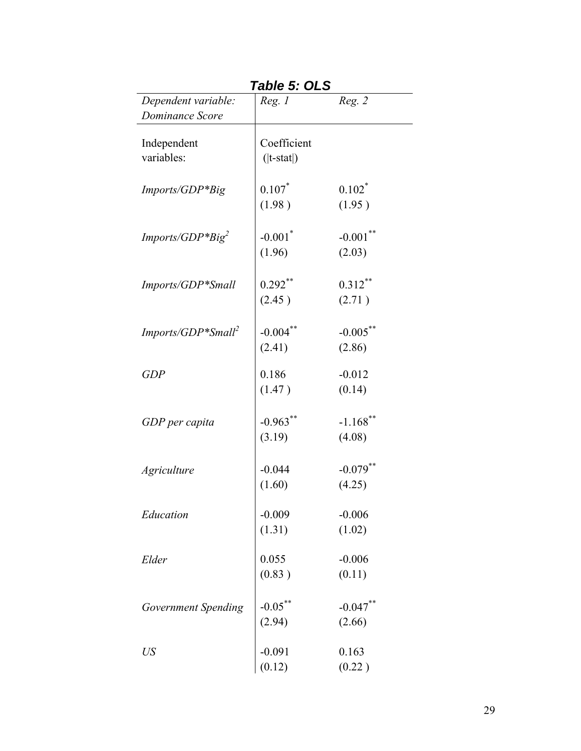**_Table 5: OLS_**

| *Dependent variable: Dominance Score* | *Reg. 1* | *Reg. 2* |
|---|---|---|
| Independent variables: | Coefficient (\|t-stat\|) | |
| *Imports/GDP*Big* | 0.107* | 0.102* |
| | (1.98 ) | (1.95 ) |
| *Imports/GDP*Big$^2$* | -0.001* | -0.001** |
| | (1.96) | (2.03) |
| *Imports/GDP*Small* | 0.292** | 0.312** |
| | (2.45 ) | (2.71 ) |
| *Imports/GDP*Small$^2$* | -0.004** | -0.005** |
| | (2.41) | (2.86) |
| *GDP* | 0.186 | -0.012 |
| | (1.47 ) | (0.14) |
| *GDP per capita* | -0.963** | -1.168** |
| | (3.19) | (4.08) |
| *Agriculture* | -0.044 | -0.079** |
| | (1.60) | (4.25) |
| *Education* | -0.009 | -0.006 |
| | (1.31) | (1.02) |
| *Elder* | 0.055 | -0.006 |
| | (0.83 ) | (0.11) |
| *Government Spending* | -0.05** | -0.047** |
| | (2.94) | (2.66) |
| *US* | -0.091 | 0.163 |
| | (0.12) | (0.22 ) |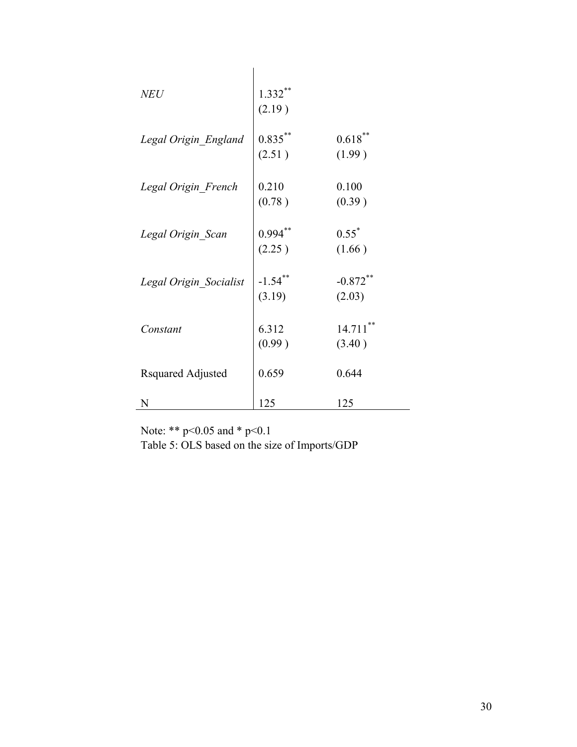| | | |
|---|---|---|
| *NEU* | 1.332** (2.19 ) | |
| *Legal Origin_England* | 0.835** (2.51 ) | 0.618** (1.99 ) |
| *Legal Origin_French* | 0.210 (0.78 ) | 0.100 (0.39 ) |
| *Legal Origin_Scan* | 0.994** (2.25 ) | 0.55* (1.66 ) |
| *Legal Origin_Socialist* | -1.54** (3.19) | -0.872** (2.03) |
| *Constant* | 6.312 (0.99 ) | 14.711** (3.40 ) |
| Rsquared Adjusted | 0.659 | 0.644 |
| N | 125 | 125 |

Note: ** $p<0.05$ and * $p<0.1$

Table 5: OLS based on the size of Imports/GDP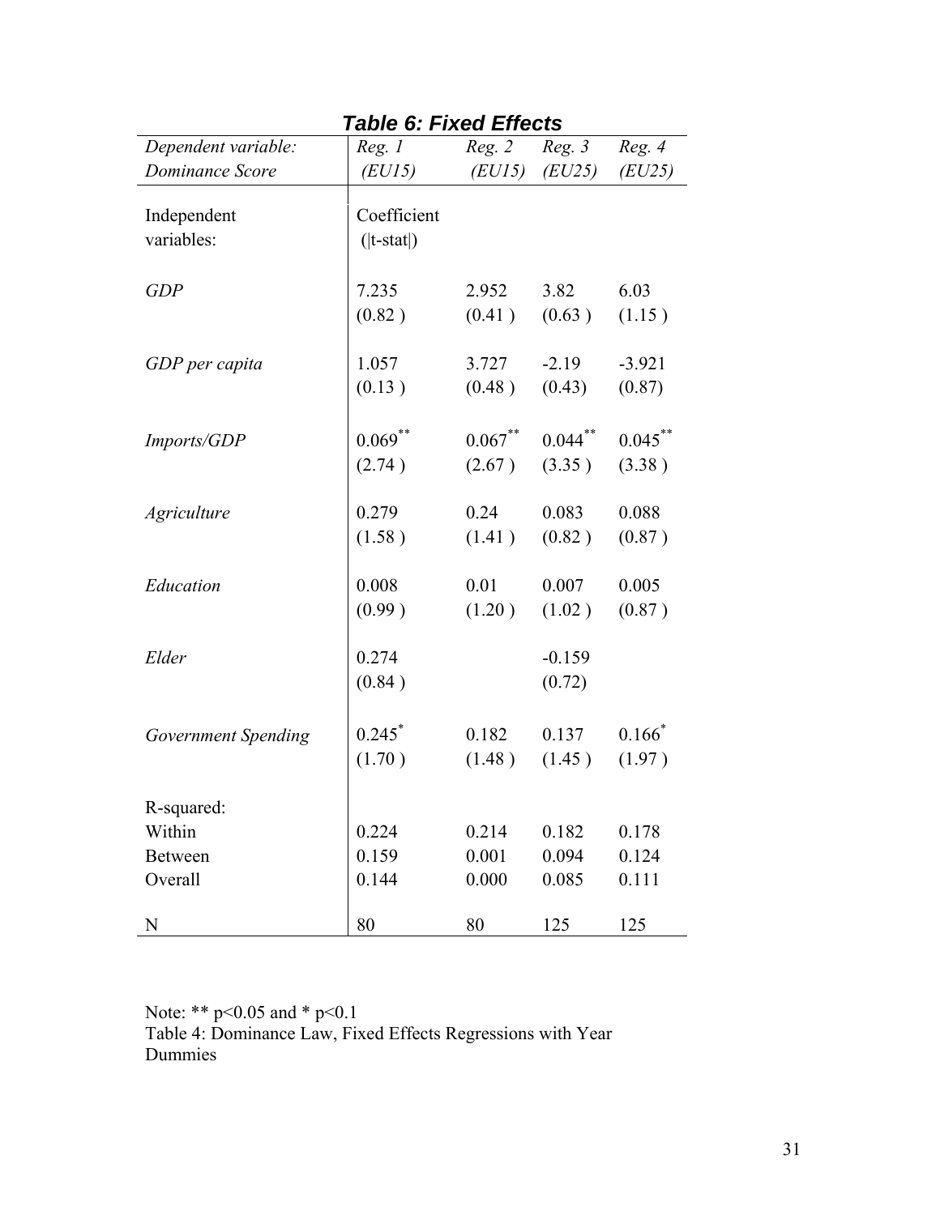## *Table 6: Fixed Effects*

| *Dependent variable: Dominance Score* | *Reg. 1 (EU15)* | *Reg. 2 (EU15)* | *Reg. 3 (EU25)* | *Reg. 4 (EU25)* |
|---|---|---|---|---|
| Independent variables: | Coefficient (\|t-stat\|) | | | |
| *GDP* | 7.235 | 2.952 | 3.82 | 6.03 |
| | (0.82 ) | (0.41 ) | (0.63 ) | (1.15 ) |
| *GDP per capita* | 1.057 | 3.727 | -2.19 | -3.921 |
| | (0.13 ) | (0.48 ) | (0.43) | (0.87) |
| *Imports/GDP* | 0.069** | 0.067** | 0.044** | 0.045** |
| | (2.74 ) | (2.67 ) | (3.35 ) | (3.38 ) |
| *Agriculture* | 0.279 | 0.24 | 0.083 | 0.088 |
| | (1.58 ) | (1.41 ) | (0.82 ) | (0.87 ) |
| *Education* | 0.008 | 0.01 | 0.007 | 0.005 |
| | (0.99 ) | (1.20 ) | (1.02 ) | (0.87 ) |
| *Elder* | 0.274 | | -0.159 | |
| | (0.84 ) | | (0.72) | |
| *Government Spending* | 0.245* | 0.182 | 0.137 | 0.166* |
| | (1.70 ) | (1.48 ) | (1.45 ) | (1.97 ) |
| R-squared: | | | | |
| Within | 0.224 | 0.214 | 0.182 | 0.178 |
| Between | 0.159 | 0.001 | 0.094 | 0.124 |
| Overall | 0.144 | 0.000 | 0.085 | 0.111 |
| N | 80 | 80 | 125 | 125 |

Note: ** $p<0.05$ and * $p<0.1$

Table 4: Dominance Law, Fixed Effects Regressions with Year Dummies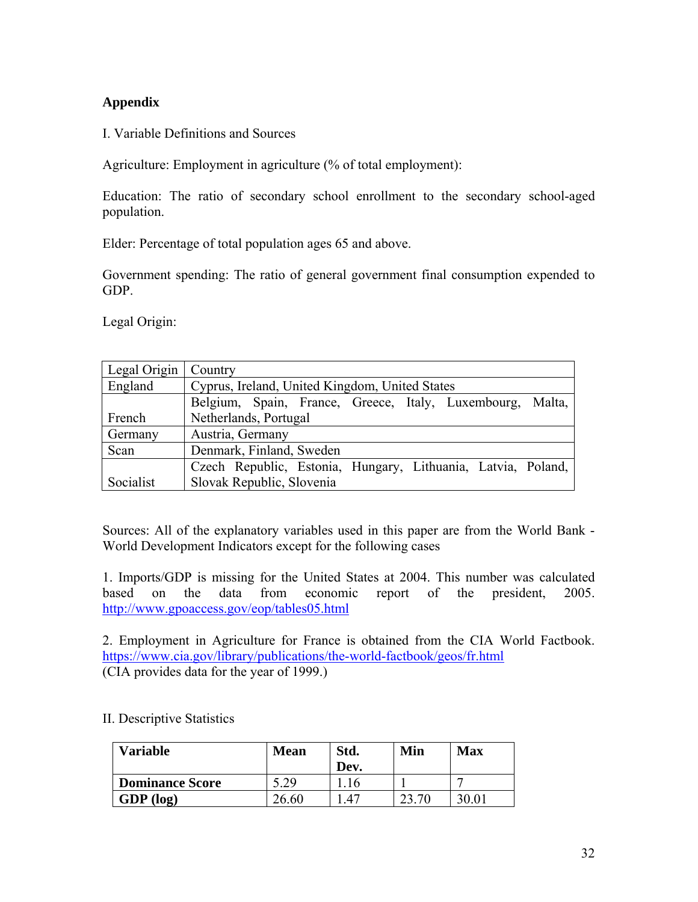## Appendix

I. Variable Definitions and Sources

Agriculture: Employment in agriculture (% of total employment):

Education: The ratio of secondary school enrollment to the secondary school-aged population.

Elder: Percentage of total population ages 65 and above.

Government spending: The ratio of general government final consumption expended to GDP.

Legal Origin:

| Legal Origin | Country |
|---|---|
| England | Cyprus, Ireland, United Kingdom, United States |
| French | Belgium, Spain, France, Greece, Italy, Luxembourg, Malta, Netherlands, Portugal |
| Germany | Austria, Germany |
| Scan | Denmark, Finland, Sweden |
| Socialist | Czech Republic, Estonia, Hungary, Lithuania, Latvia, Poland, Slovak Republic, Slovenia |

Sources: All of the explanatory variables used in this paper are from the World Bank - World Development Indicators except for the following cases

1. Imports/GDP is missing for the United States at 2004. This number was calculated based on the data from economic report of the president, 2005. http://www.gpoaccess.gov/eop/tables05.html

2. Employment in Agriculture for France is obtained from the CIA World Factbook. https://www.cia.gov/library/publications/the-world-factbook/geos/fr.html (CIA provides data for the year of 1999.)

II. Descriptive Statistics

| **Variable** | **Mean** | **Std. Dev.** | **Min** | **Max** |
|---|---|---|---|---|
| **Dominance Score** | 5.29 | 1.16 | 1 | 7 |
| **GDP (log)** | 26.60 | 1.47 | 23.70 | 30.01 |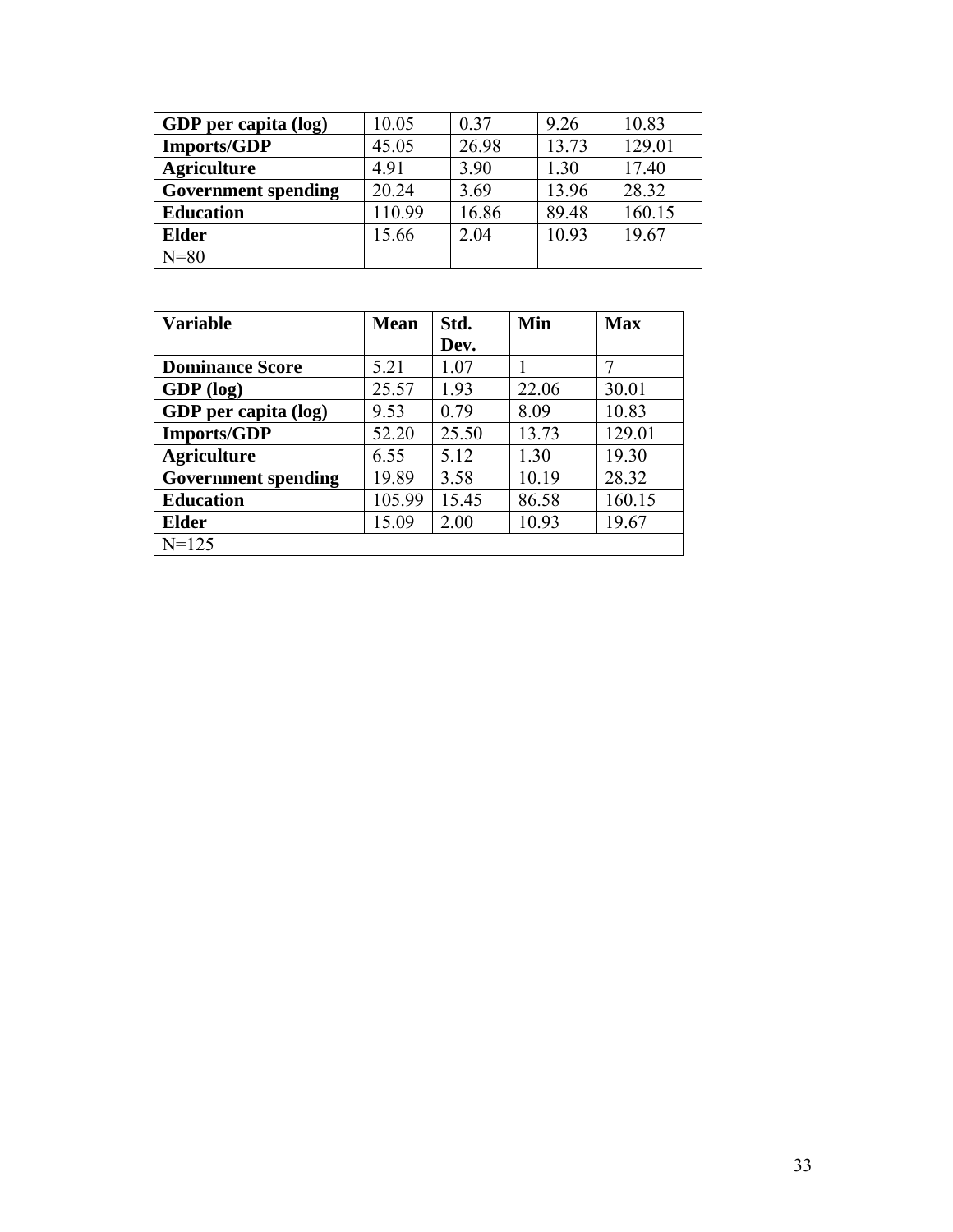| | | | | |
|---|---|---|---|---|
| **GDP per capita (log)** | 10.05 | 0.37 | 9.26 | 10.83 |
| **Imports/GDP** | 45.05 | 26.98 | 13.73 | 129.01 |
| **Agriculture** | 4.91 | 3.90 | 1.30 | 17.40 |
| **Government spending** | 20.24 | 3.69 | 13.96 | 28.32 |
| **Education** | 110.99 | 16.86 | 89.48 | 160.15 |
| **Elder** | 15.66 | 2.04 | 10.93 | 19.67 |
| N=80 | | | | |

| **Variable** | **Mean** | **Std. Dev.** | **Min** | **Max** |
|---|---|---|---|---|
| **Dominance Score** | 5.21 | 1.07 | 1 | 7 |
| **GDP (log)** | 25.57 | 1.93 | 22.06 | 30.01 |
| **GDP per capita (log)** | 9.53 | 0.79 | 8.09 | 10.83 |
| **Imports/GDP** | 52.20 | 25.50 | 13.73 | 129.01 |
| **Agriculture** | 6.55 | 5.12 | 1.30 | 19.30 |
| **Government spending** | 19.89 | 3.58 | 10.19 | 28.32 |
| **Education** | 105.99 | 15.45 | 86.58 | 160.15 |
| **Elder** | 15.09 | 2.00 | 10.93 | 19.67 |
| N=125 | | | | |